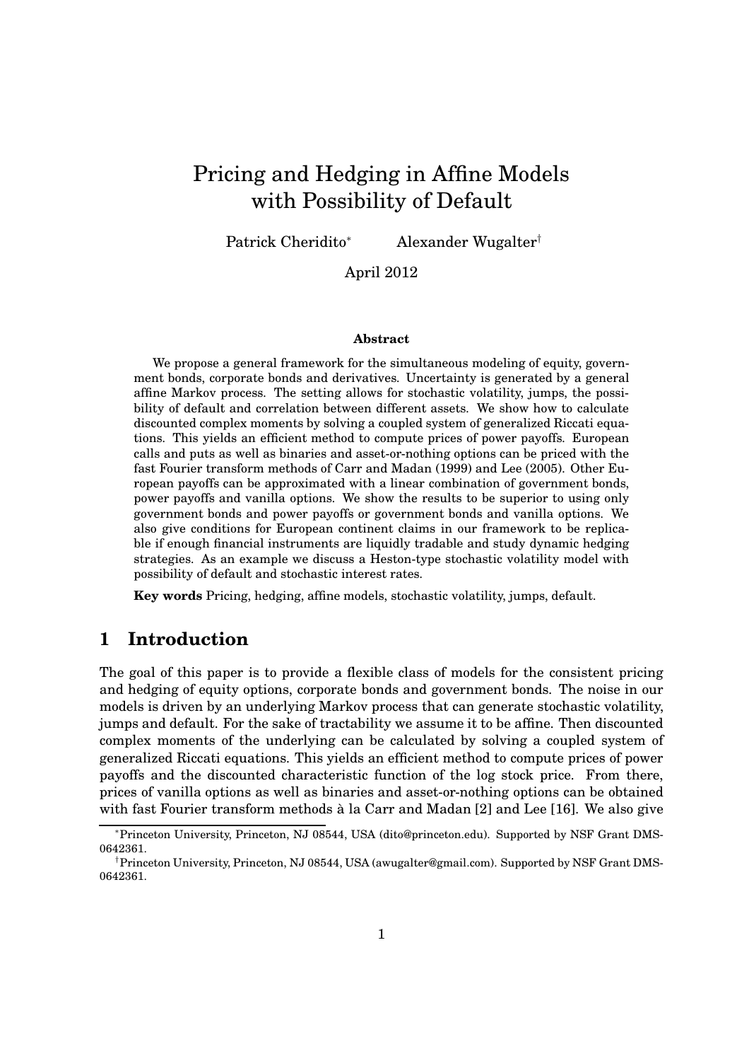# Pricing and Hedging in Affine Models with Possibility of Default

Patrick Cheridito[*]   Alexander Wugalter[†]

April 2012

**Abstract**

We propose a general framework for the simultaneous modeling of equity, government bonds, corporate bonds and derivatives. Uncertainty is generated by a general affine Markov process. The setting allows for stochastic volatility, jumps, the possibility of default and correlation between different assets. We show how to calculate discounted complex moments by solving a coupled system of generalized Riccati equations. This yields an efficient method to compute prices of power payoffs. European calls and puts as well as binaries and asset-or-nothing options can be priced with the fast Fourier transform methods of Carr and Madan (1999) and Lee (2005). Other European payoffs can be approximated with a linear combination of government bonds, power payoffs and vanilla options. We show the results to be superior to using only government bonds and power payoffs or government bonds and vanilla options. We also give conditions for European continent claims in our framework to be replicable if enough financial instruments are liquidly tradable and study dynamic hedging strategies. As an example we discuss a Heston-type stochastic volatility model with possibility of default and stochastic interest rates.

**Key words** Pricing, hedging, affine models, stochastic volatility, jumps, default.

## 1 Introduction

The goal of this paper is to provide a flexible class of models for the consistent pricing and hedging of equity options, corporate bonds and government bonds. The noise in our models is driven by an underlying Markov process that can generate stochastic volatility, jumps and default. For the sake of tractability we assume it to be affine. Then discounted complex moments of the underlying can be calculated by solving a coupled system of generalized Riccati equations. This yields an efficient method to compute prices of power payoffs and the discounted characteristic function of the log stock price. From there, prices of vanilla options as well as binaries and asset-or-nothing options can be obtained with fast Fourier transform methods à la Carr and Madan [2] and Lee [16]. We also give

[*] Princeton University, Princeton, NJ 08544, USA (dito@princeton.edu). Supported by NSF Grant DMS-0642361.

[†] Princeton University, Princeton, NJ 08544, USA (awugalter@gmail.com). Supported by NSF Grant DMS-0642361.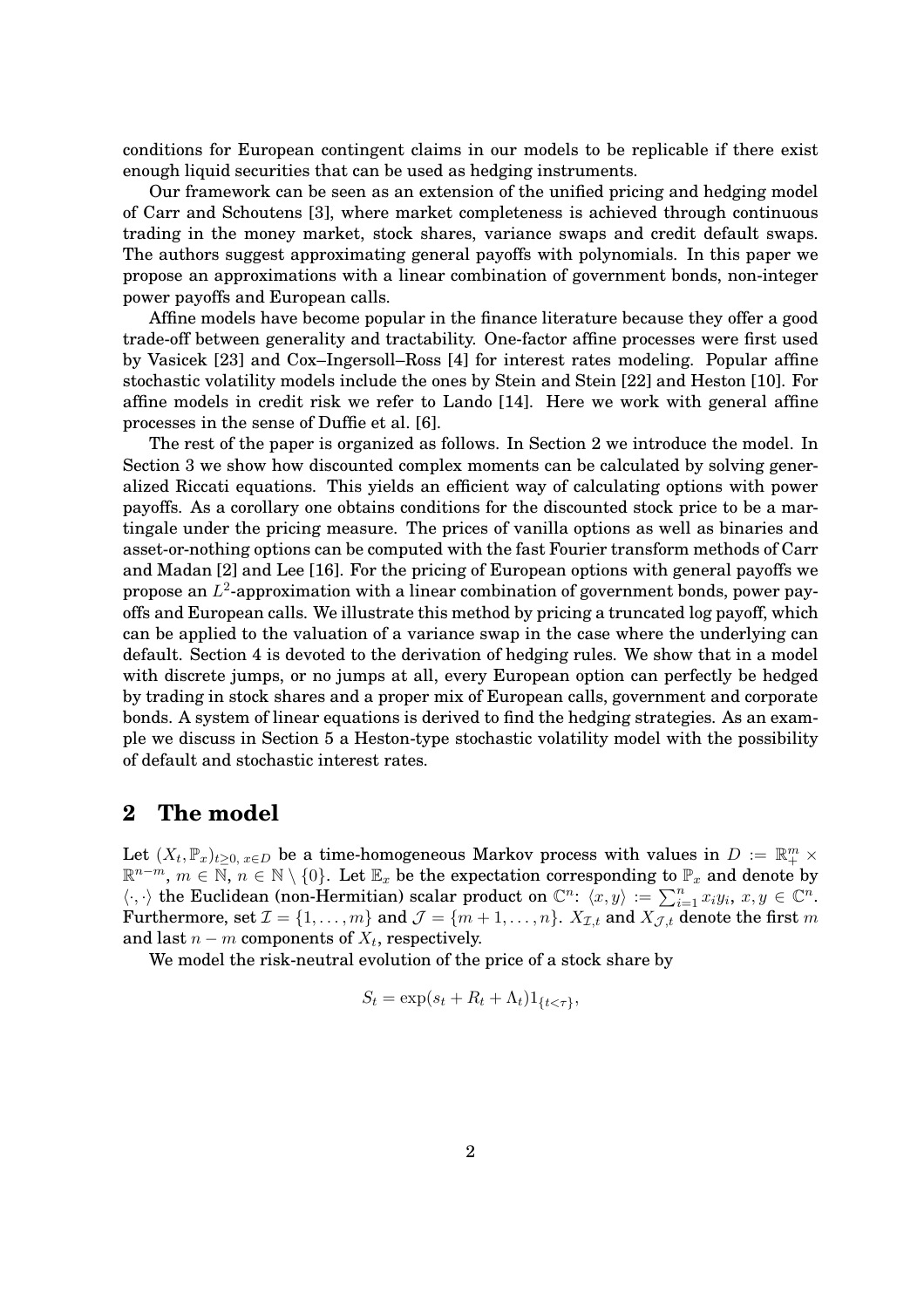conditions for European contingent claims in our models to be replicable if there exist enough liquid securities that can be used as hedging instruments.

Our framework can be seen as an extension of the unified pricing and hedging model of Carr and Schoutens [3], where market completeness is achieved through continuous trading in the money market, stock shares, variance swaps and credit default swaps. The authors suggest approximating general payoffs with polynomials. In this paper we propose an approximations with a linear combination of government bonds, non-integer power payoffs and European calls.

Affine models have become popular in the finance literature because they offer a good trade-off between generality and tractability. One-factor affine processes were first used by Vasicek [23] and Cox–Ingersoll–Ross [4] for interest rates modeling. Popular affine stochastic volatility models include the ones by Stein and Stein [22] and Heston [10]. For affine models in credit risk we refer to Lando [14]. Here we work with general affine processes in the sense of Duffie et al. [6].

The rest of the paper is organized as follows. In Section 2 we introduce the model. In Section 3 we show how discounted complex moments can be calculated by solving generalized Riccati equations. This yields an efficient way of calculating options with power payoffs. As a corollary one obtains conditions for the discounted stock price to be a martingale under the pricing measure. The prices of vanilla options as well as binaries and asset-or-nothing options can be computed with the fast Fourier transform methods of Carr and Madan [2] and Lee [16]. For the pricing of European options with general payoffs we propose an $L^2$-approximation with a linear combination of government bonds, power payoffs and European calls. We illustrate this method by pricing a truncated log payoff, which can be applied to the valuation of a variance swap in the case where the underlying can default. Section 4 is devoted to the derivation of hedging rules. We show that in a model with discrete jumps, or no jumps at all, every European option can perfectly be hedged by trading in stock shares and a proper mix of European calls, government and corporate bonds. A system of linear equations is derived to find the hedging strategies. As an example we discuss in Section 5 a Heston-type stochastic volatility model with the possibility of default and stochastic interest rates.

## 2 The model

Let $(X_t, \mathbb{P}_x)_{t\geq 0,\, x\in D}$ be a time-homogeneous Markov process with values in $D := \mathbb{R}^m_+ \times \mathbb{R}^{n-m}$, $m \in \mathbb{N}$, $n \in \mathbb{N} \setminus \{0\}$. Let $\mathbb{E}_x$ be the expectation corresponding to $\mathbb{P}_x$ and denote by $\langle \cdot, \cdot \rangle$ the Euclidean (non-Hermitian) scalar product on $\mathbb{C}^n$: $\langle x, y \rangle := \sum_{i=1}^n x_i y_i$, $x, y \in \mathbb{C}^n$. Furthermore, set $\mathcal{I} = \{1, \dots, m\}$ and $\mathcal{J} = \{m+1, \dots, n\}$. $X_{\mathcal{I},t}$ and $X_{\mathcal{J},t}$ denote the first $m$ and last $n-m$ components of $X_t$, respectively.

We model the risk-neutral evolution of the price of a stock share by

$$S_t = \exp(s_t + R_t + \Lambda_t) 1_{\{t<\tau\}},$$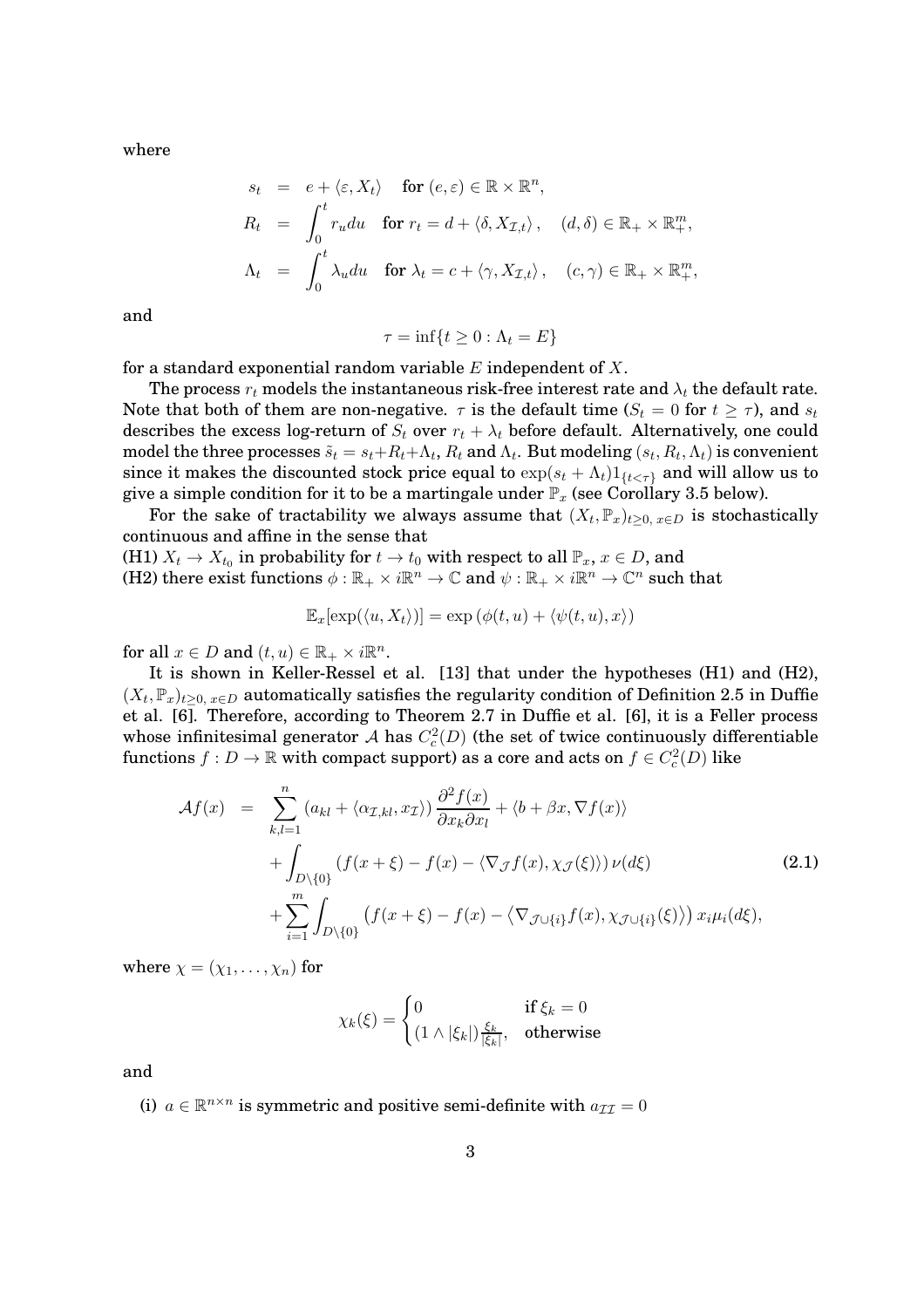where

$$
\begin{aligned}
s_t &= e + \langle \varepsilon, X_t \rangle \quad \text{for } (e, \varepsilon) \in \mathbb{R} \times \mathbb{R}^n, \\
R_t &= \int_0^t r_u du \quad \text{for } r_t = d + \langle \delta, X_{\mathcal{I},t} \rangle, \quad (d, \delta) \in \mathbb{R}_+ \times \mathbb{R}_+^m, \\
\Lambda_t &= \int_0^t \lambda_u du \quad \text{for } \lambda_t = c + \langle \gamma, X_{\mathcal{I},t} \rangle, \quad (c, \gamma) \in \mathbb{R}_+ \times \mathbb{R}_+^m,
\end{aligned}
$$

and

$$
\tau = \inf\{t \geq 0 : \Lambda_t = E\}
$$

for a standard exponential random variable $E$ independent of $X$.

The process $r_t$ models the instantaneous risk-free interest rate and $\lambda_t$ the default rate. Note that both of them are non-negative. $\tau$ is the default time ($S_t = 0$ for $t \geq \tau$), and $s_t$ describes the excess log-return of $S_t$ over $r_t + \lambda_t$ before default. Alternatively, one could model the three processes $\tilde{s}_t = s_t + R_t + \Lambda_t$, $R_t$ and $\Lambda_t$. But modeling $(s_t, R_t, \Lambda_t)$ is convenient since it makes the discounted stock price equal to $\exp(s_t + \Lambda_t)1_{\{t<\tau\}}$ and will allow us to give a simple condition for it to be a martingale under $\mathbb{P}_x$ (see Corollary 3.5 below).

For the sake of tractability we always assume that $(X_t, \mathbb{P}_x)_{t \geq 0,\, x \in D}$ is stochastically continuous and affine in the sense that

**(H1)** $X_t \to X_{t_0}$ in probability for $t \to t_0$ with respect to all $\mathbb{P}_x$, $x \in D$, and

**(H2)** there exist functions $\phi : \mathbb{R}_+ \times i\mathbb{R}^n \to \mathbb{C}$ and $\psi : \mathbb{R}_+ \times i\mathbb{R}^n \to \mathbb{C}^n$ such that

$$
\mathbb{E}_x[\exp(\langle u, X_t \rangle)] = \exp\left(\phi(t, u) + \langle \psi(t, u), x \rangle\right)
$$

for all $x \in D$ and $(t, u) \in \mathbb{R}_+ \times i\mathbb{R}^n$.

It is shown in Keller-Ressel et al. [13] that under the hypotheses (H1) and (H2), $(X_t, \mathbb{P}_x)_{t \geq 0,\, x \in D}$ automatically satisfies the regularity condition of Definition 2.5 in Duffie et al. [6]. Therefore, according to Theorem 2.7 in Duffie et al. [6], it is a Feller process whose infinitesimal generator $\mathcal{A}$ has $C_c^2(D)$ (the set of twice continuously differentiable functions $f : D \to \mathbb{R}$ with compact support) as a core and acts on $f \in C_c^2(D)$ like

$$
\begin{aligned}
\mathcal{A}f(x) &= \sum_{k,l=1}^{n} \left(a_{kl} + \langle \alpha_{\mathcal{I},kl}, x_{\mathcal{I}} \rangle\right) \frac{\partial^2 f(x)}{\partial x_k \partial x_l} + \langle b + \beta x, \nabla f(x) \rangle \\
&\quad + \int_{D \setminus \{0\}} \left(f(x + \xi) - f(x) - \langle \nabla_{\mathcal{J}} f(x), \chi_{\mathcal{J}}(\xi) \rangle\right) \nu(d\xi) \qquad (2.1) \\
&\quad + \sum_{i=1}^{m} \int_{D \setminus \{0\}} \left(f(x + \xi) - f(x) - \left\langle \nabla_{\mathcal{J} \cup \{i\}} f(x), \chi_{\mathcal{J} \cup \{i\}}(\xi) \right\rangle\right) x_i \mu_i(d\xi),
\end{aligned}
$$

where $\chi = (\chi_1, \dots, \chi_n)$ for

$$
\chi_k(\xi) = \begin{cases} 0 & \text{if } \xi_k = 0 \\ (1 \wedge |\xi_k|) \frac{\xi_k}{|\xi_k|}, & \text{otherwise} \end{cases}
$$

and

(i) $a \in \mathbb{R}^{n \times n}$ is symmetric and positive semi-definite with $a_{\mathcal{I}\mathcal{I}} = 0$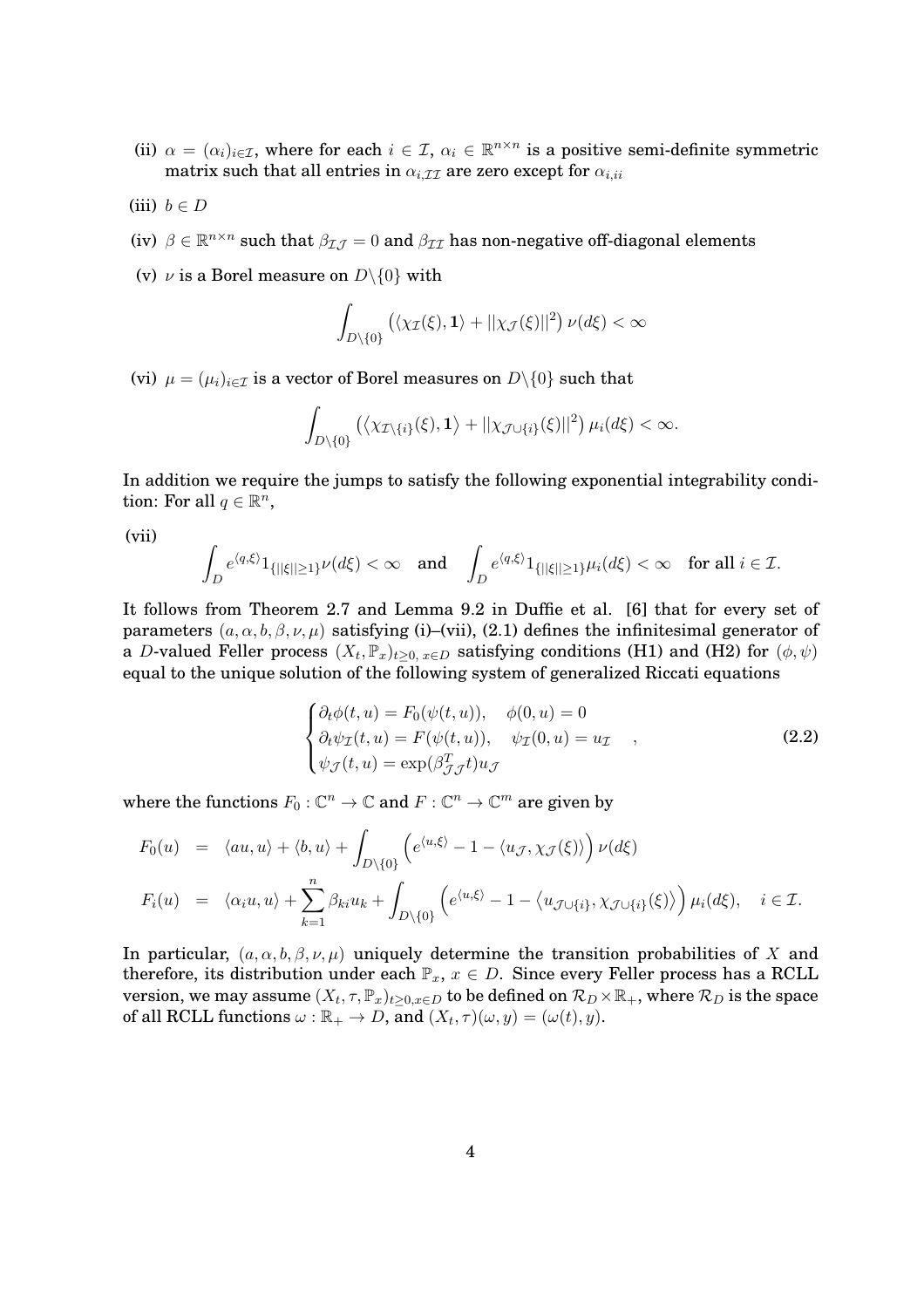(ii) $\alpha = (\alpha_i)_{i \in \mathcal{I}}$, where for each $i \in \mathcal{I}$, $\alpha_i \in \mathbb{R}^{n \times n}$ is a positive semi-definite symmetric matrix such that all entries in $\alpha_{i,\mathcal{I}\mathcal{I}}$ are zero except for $\alpha_{i,ii}$

(iii) $b \in D$

(iv) $\beta \in \mathbb{R}^{n \times n}$ such that $\beta_{\mathcal{I}\mathcal{J}} = 0$ and $\beta_{\mathcal{I}\mathcal{I}}$ has non-negative off-diagonal elements

(v) $\nu$ is a Borel measure on $D \backslash \{0\}$ with

$$\int_{D \backslash \{0\}} \left( \langle \chi_{\mathcal{I}}(\xi), \mathbf{1} \rangle + ||\chi_{\mathcal{J}}(\xi)||^2 \right) \nu(d\xi) < \infty$$

(vi) $\mu = (\mu_i)_{i \in \mathcal{I}}$ is a vector of Borel measures on $D \backslash \{0\}$ such that

$$\int_{D \backslash \{0\}} \left( \langle \chi_{\mathcal{I} \backslash \{i\}}(\xi), \mathbf{1} \rangle + ||\chi_{\mathcal{J} \cup \{i\}}(\xi)||^2 \right) \mu_i(d\xi) < \infty.$$

In addition we require the jumps to satisfy the following exponential integrability condition: For all $q \in \mathbb{R}^n$,

(vii)

$$\int_D e^{\langle q, \xi \rangle} 1_{\{||\xi|| \geq 1\}} \nu(d\xi) < \infty \quad \text{and} \quad \int_D e^{\langle q, \xi \rangle} 1_{\{||\xi|| \geq 1\}} \mu_i(d\xi) < \infty \quad \text{for all } i \in \mathcal{I}.$$

It follows from Theorem 2.7 and Lemma 9.2 in Duffie et al. [6] that for every set of parameters $(a, \alpha, b, \beta, \nu, \mu)$ satisfying (i)–(vii), (2.1) defines the infinitesimal generator of a $D$-valued Feller process $(X_t, \mathbb{P}_x)_{t \geq 0,\, x \in D}$ satisfying conditions (H1) and (H2) for $(\phi, \psi)$ equal to the unique solution of the following system of generalized Riccati equations

$$\begin{cases} \partial_t \phi(t,u) = F_0(\psi(t,u)), \quad \phi(0,u) = 0 \\ \partial_t \psi_{\mathcal{I}}(t,u) = F(\psi(t,u)), \quad \psi_{\mathcal{I}}(0,u) = u_{\mathcal{I}} \\ \psi_{\mathcal{J}}(t,u) = \exp(\beta_{\mathcal{J}\mathcal{J}}^T t) u_{\mathcal{J}} \end{cases}, \tag{2.2}$$

where the functions $F_0 : \mathbb{C}^n \to \mathbb{C}$ and $F : \mathbb{C}^n \to \mathbb{C}^m$ are given by

$$\begin{aligned} F_0(u) &= \langle au, u \rangle + \langle b, u \rangle + \int_{D \backslash \{0\}} \left( e^{\langle u, \xi \rangle} - 1 - \langle u_{\mathcal{J}}, \chi_{\mathcal{J}}(\xi) \rangle \right) \nu(d\xi) \\ F_i(u) &= \langle \alpha_i u, u \rangle + \sum_{k=1}^n \beta_{ki} u_k + \int_{D \backslash \{0\}} \left( e^{\langle u, \xi \rangle} - 1 - \left\langle u_{\mathcal{J} \cup \{i\}}, \chi_{\mathcal{J} \cup \{i\}}(\xi) \right\rangle \right) \mu_i(d\xi), \quad i \in \mathcal{I}. \end{aligned}$$

In particular, $(a, \alpha, b, \beta, \nu, \mu)$ uniquely determine the transition probabilities of $X$ and therefore, its distribution under each $\mathbb{P}_x$, $x \in D$. Since every Feller process has a RCLL version, we may assume $(X_t, \tau, \mathbb{P}_x)_{t \geq 0, x \in D}$ to be defined on $\mathcal{R}_D \times \mathbb{R}_+$, where $\mathcal{R}_D$ is the space of all RCLL functions $\omega : \mathbb{R}_+ \to D$, and $(X_t, \tau)(\omega, y) = (\omega(t), y)$.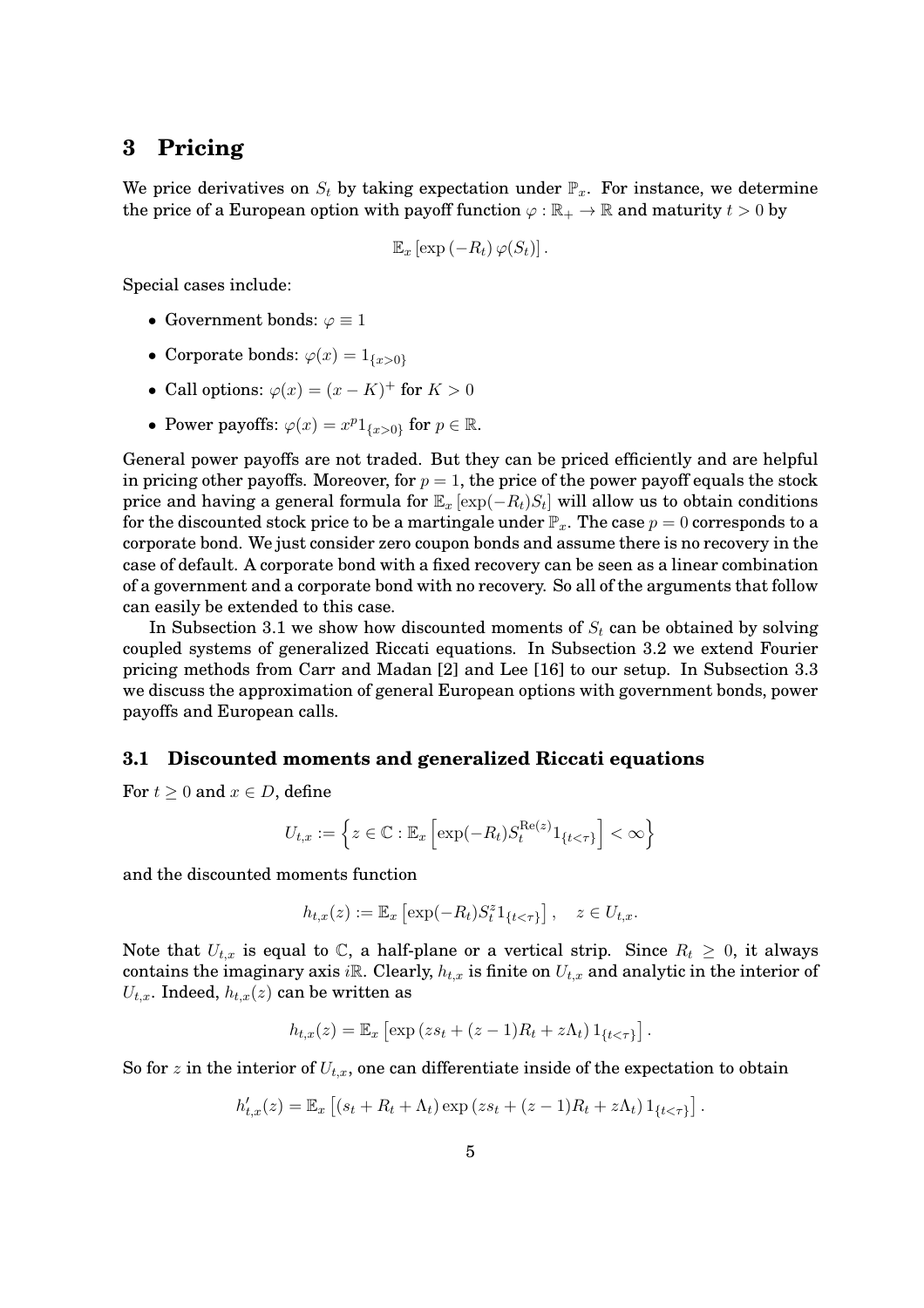## 3 Pricing

We price derivatives on $S_t$ by taking expectation under $\mathbb{P}_x$. For instance, we determine the price of a European option with payoff function $\varphi : \mathbb{R}_+ \to \mathbb{R}$ and maturity $t > 0$ by

$$\mathbb{E}_x \left[ \exp\left(-R_t\right) \varphi(S_t) \right].$$

Special cases include:

- Government bonds: $\varphi \equiv 1$
- Corporate bonds: $\varphi(x) = 1_{\{x>0\}}$
- Call options: $\varphi(x) = (x - K)^+$ for $K > 0$
- Power payoffs: $\varphi(x) = x^p 1_{\{x>0\}}$ for $p \in \mathbb{R}$.

General power payoffs are not traded. But they can be priced efficiently and are helpful in pricing other payoffs. Moreover, for $p = 1$, the price of the power payoff equals the stock price and having a general formula for $\mathbb{E}_x \left[\exp(-R_t) S_t\right]$ will allow us to obtain conditions for the discounted stock price to be a martingale under $\mathbb{P}_x$. The case $p = 0$ corresponds to a corporate bond. We just consider zero coupon bonds and assume there is no recovery in the case of default. A corporate bond with a fixed recovery can be seen as a linear combination of a government and a corporate bond with no recovery. So all of the arguments that follow can easily be extended to this case.

In Subsection 3.1 we show how discounted moments of $S_t$ can be obtained by solving coupled systems of generalized Riccati equations. In Subsection 3.2 we extend Fourier pricing methods from Carr and Madan [2] and Lee [16] to our setup. In Subsection 3.3 we discuss the approximation of general European options with government bonds, power payoffs and European calls.

### 3.1 Discounted moments and generalized Riccati equations

For $t \geq 0$ and $x \in D$, define

$$U_{t,x} := \left\{ z \in \mathbb{C} : \mathbb{E}_x \left[ \exp(-R_t) S_t^{\mathrm{Re}(z)} 1_{\{t<\tau\}} \right] < \infty \right\}$$

and the discounted moments function

$$h_{t,x}(z) := \mathbb{E}_x \left[ \exp(-R_t) S_t^z 1_{\{t<\tau\}} \right], \quad z \in U_{t,x}.$$

Note that $U_{t,x}$ is equal to $\mathbb{C}$, a half-plane or a vertical strip. Since $R_t \geq 0$, it always contains the imaginary axis $i\mathbb{R}$. Clearly, $h_{t,x}$ is finite on $U_{t,x}$ and analytic in the interior of $U_{t,x}$. Indeed, $h_{t,x}(z)$ can be written as

$$h_{t,x}(z) = \mathbb{E}_x \left[ \exp\left(z s_t + (z-1) R_t + z \Lambda_t\right) 1_{\{t<\tau\}} \right].$$

So for $z$ in the interior of $U_{t,x}$, one can differentiate inside of the expectation to obtain

$$h'_{t,x}(z) = \mathbb{E}_x \left[ (s_t + R_t + \Lambda_t) \exp\left(z s_t + (z-1) R_t + z \Lambda_t\right) 1_{\{t<\tau\}} \right].$$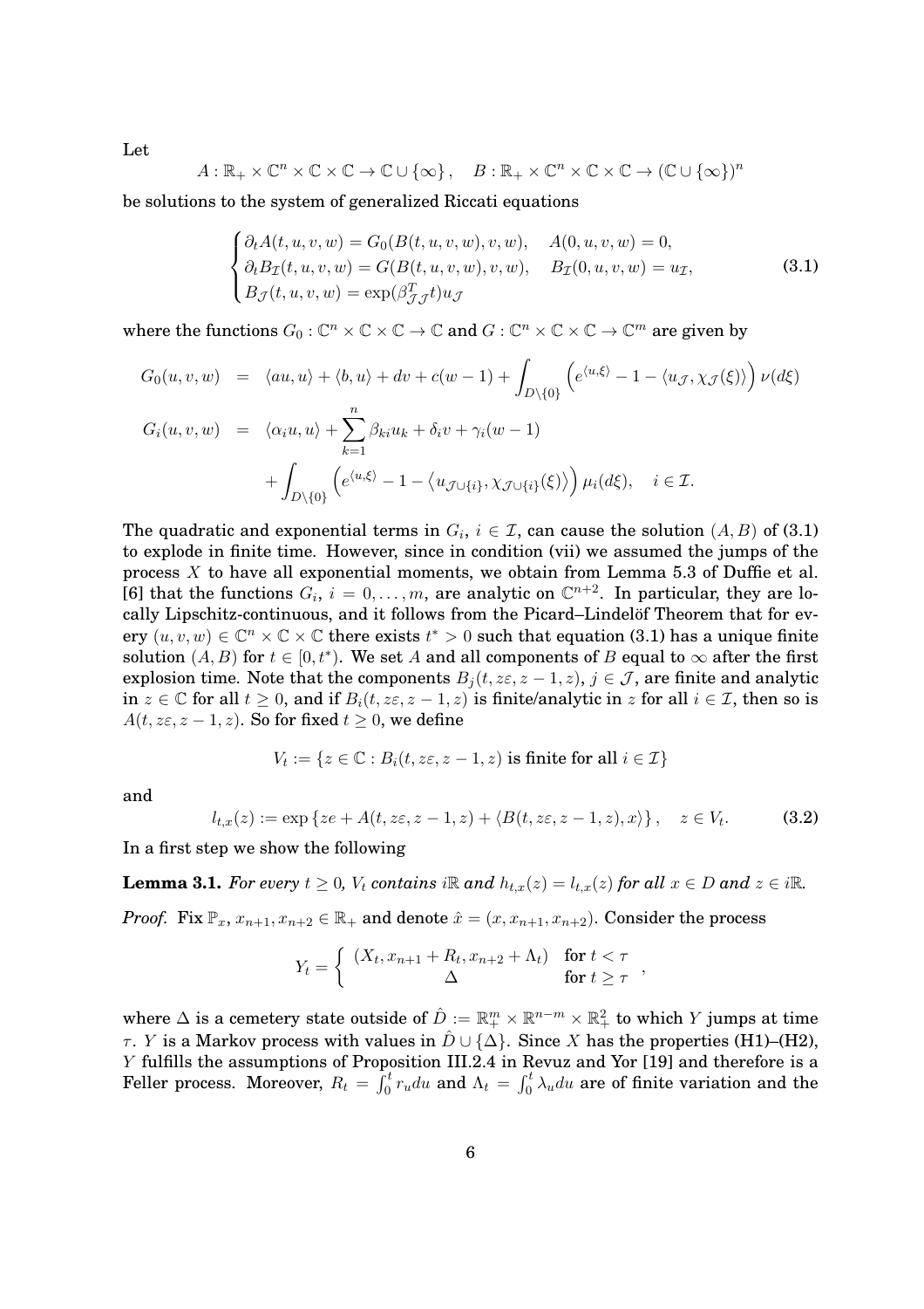Let

$$A : \mathbb{R}_+ \times \mathbb{C}^n \times \mathbb{C} \times \mathbb{C} \to \mathbb{C} \cup \{\infty\}, \quad B : \mathbb{R}_+ \times \mathbb{C}^n \times \mathbb{C} \times \mathbb{C} \to (\mathbb{C} \cup \{\infty\})^n$$

be solutions to the system of generalized Riccati equations

$$\begin{cases} \partial_t A(t,u,v,w) = G_0(B(t,u,v,w),v,w), & A(0,u,v,w) = 0, \\ \partial_t B_{\mathcal{I}}(t,u,v,w) = G(B(t,u,v,w),v,w), & B_{\mathcal{I}}(0,u,v,w) = u_{\mathcal{I}}, \\ B_{\mathcal{J}}(t,u,v,w) = \exp(\beta_{\mathcal{J}\mathcal{J}}^T t) u_{\mathcal{J}} \end{cases} \tag{3.1}$$

where the functions $G_0 : \mathbb{C}^n \times \mathbb{C} \times \mathbb{C} \to \mathbb{C}$ and $G : \mathbb{C}^n \times \mathbb{C} \times \mathbb{C} \to \mathbb{C}^m$ are given by

$$\begin{aligned} G_0(u,v,w) &= \langle au, u \rangle + \langle b, u \rangle + dv + c(w-1) + \int_{D \setminus \{0\}} \left( e^{\langle u, \xi \rangle} - 1 - \langle u_{\mathcal{J}}, \chi_{\mathcal{J}}(\xi) \rangle \right) \nu(d\xi) \\ G_i(u,v,w) &= \langle \alpha_i u, u \rangle + \sum_{k=1}^n \beta_{ki} u_k + \delta_i v + \gamma_i (w-1) \\ &\quad + \int_{D \setminus \{0\}} \left( e^{\langle u, \xi \rangle} - 1 - \left\langle u_{\mathcal{J} \cup \{i\}}, \chi_{\mathcal{J} \cup \{i\}}(\xi) \right\rangle \right) \mu_i(d\xi), \quad i \in \mathcal{I}. \end{aligned}$$

The quadratic and exponential terms in $G_i$, $i \in \mathcal{I}$, can cause the solution $(A,B)$ of (3.1) to explode in finite time. However, since in condition (vii) we assumed the jumps of the process $X$ to have all exponential moments, we obtain from Lemma 5.3 of Duffie et al. [6] that the functions $G_i$, $i = 0, \dots, m$, are analytic on $\mathbb{C}^{n+2}$. In particular, they are locally Lipschitz-continuous, and it follows from the Picard–Lindelöf Theorem that for every $(u,v,w) \in \mathbb{C}^n \times \mathbb{C} \times \mathbb{C}$ there exists $t^* > 0$ such that equation (3.1) has a unique finite solution $(A,B)$ for $t \in [0, t^*)$. We set $A$ and all components of $B$ equal to $\infty$ after the first explosion time. Note that the components $B_j(t, z\varepsilon, z-1, z)$, $j \in \mathcal{J}$, are finite and analytic in $z \in \mathbb{C}$ for all $t \geq 0$, and if $B_i(t, z\varepsilon, z-1, z)$ is finite/analytic in $z$ for all $i \in \mathcal{I}$, then so is $A(t, z\varepsilon, z-1, z)$. So for fixed $t \geq 0$, we define

$$V_t := \{ z \in \mathbb{C} : B_i(t, z\varepsilon, z-1, z) \text{ is finite for all } i \in \mathcal{I} \}$$

and

$$l_{t,x}(z) := \exp\left\{ ze + A(t, z\varepsilon, z-1, z) + \langle B(t, z\varepsilon, z-1, z), x \rangle \right\}, \quad z \in V_t. \tag{3.2}$$

In a first step we show the following

**Lemma 3.1.** *For every $t \geq 0$, $V_t$ contains $i\mathbb{R}$ and $h_{t,x}(z) = l_{t,x}(z)$ for all $x \in D$ and $z \in i\mathbb{R}$.*

*Proof.* Fix $\mathbb{P}_x$, $x_{n+1}, x_{n+2} \in \mathbb{R}_+$ and denote $\hat{x} = (x, x_{n+1}, x_{n+2})$. Consider the process

$$Y_t = \begin{cases} (X_t, x_{n+1} + R_t, x_{n+2} + \Lambda_t) & \text{for } t < \tau \\ \Delta & \text{for } t \geq \tau \end{cases},$$

where $\Delta$ is a cemetery state outside of $\hat{D} := \mathbb{R}_+^m \times \mathbb{R}^{n-m} \times \mathbb{R}_+^2$ to which $Y$ jumps at time $\tau$. $Y$ is a Markov process with values in $\hat{D} \cup \{\Delta\}$. Since $X$ has the properties (H1)–(H2), $Y$ fulfills the assumptions of Proposition III.2.4 in Revuz and Yor [19] and therefore is a Feller process. Moreover, $R_t = \int_0^t r_u du$ and $\Lambda_t = \int_0^t \lambda_u du$ are of finite variation and the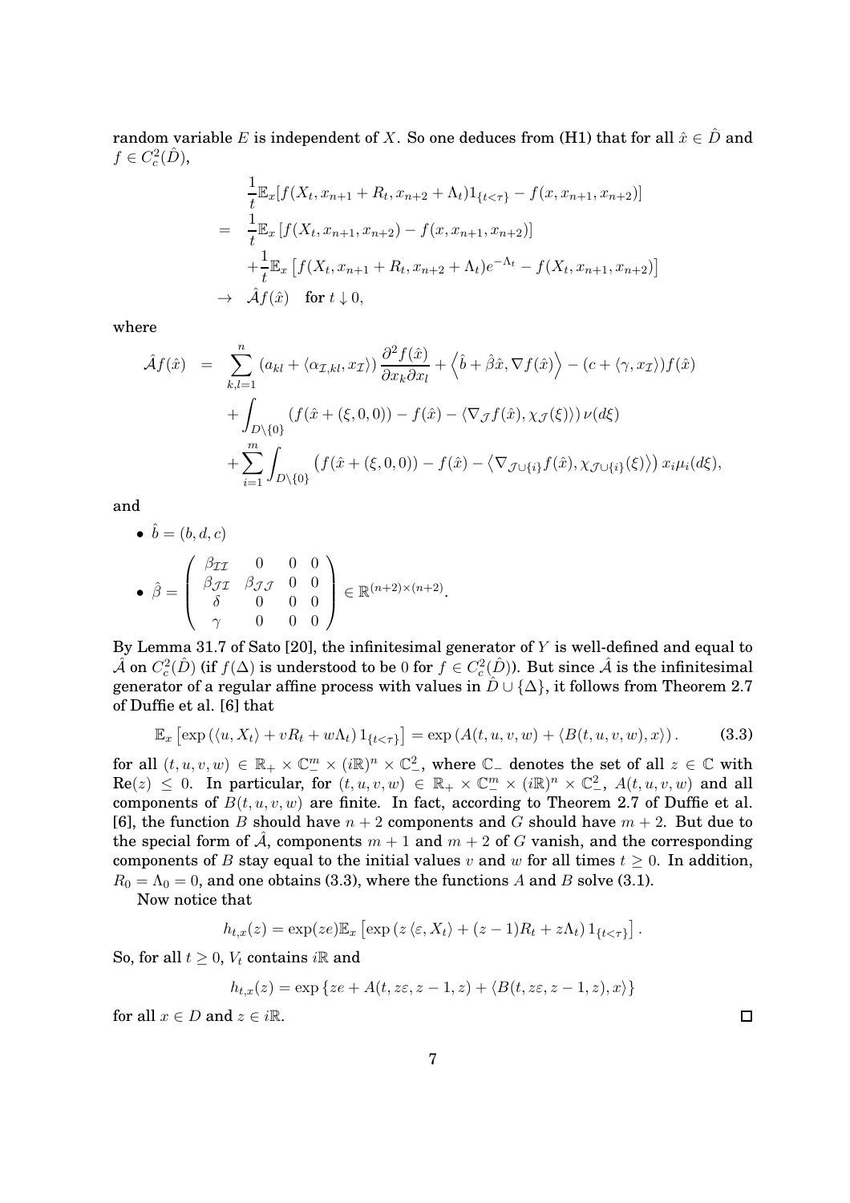random variable $E$ is independent of $X$. So one deduces from **(H1)** that for all $\hat{x} \in \hat{D}$ and $f \in C_c^2(\hat{D})$,

$$
\begin{aligned}
& \frac{1}{t}\mathbb{E}_x[f(X_t, x_{n+1} + R_t, x_{n+2} + \Lambda_t)1_{\{t<\tau\}} - f(x, x_{n+1}, x_{n+2})] \\
= \; & \frac{1}{t}\mathbb{E}_x\left[f(X_t, x_{n+1}, x_{n+2}) - f(x, x_{n+1}, x_{n+2})\right] \\
& + \frac{1}{t}\mathbb{E}_x\left[f(X_t, x_{n+1} + R_t, x_{n+2} + \Lambda_t)e^{-\Lambda_t} - f(X_t, x_{n+1}, x_{n+2})\right] \\
\to \; & \hat{\mathcal{A}}f(\hat{x}) \quad \text{for } t \downarrow 0,
\end{aligned}
$$

where

$$
\begin{aligned}
\hat{\mathcal{A}}f(\hat{x}) \; = \; & \sum_{k,l=1}^{n}\left(a_{kl} + \langle \alpha_{\mathcal{I},kl}, x_{\mathcal{I}}\rangle\right)\frac{\partial^2 f(\hat{x})}{\partial x_k \partial x_l} + \left\langle \hat{b} + \hat{\beta}\hat{x}, \nabla f(\hat{x})\right\rangle - (c + \langle \gamma, x_{\mathcal{I}}\rangle)f(\hat{x}) \\
& + \int_{D\setminus\{0\}}\left(f(\hat{x} + (\xi, 0, 0)) - f(\hat{x}) - \langle \nabla_{\mathcal{J}} f(\hat{x}), \chi_{\mathcal{J}}(\xi)\rangle\right)\nu(d\xi) \\
& + \sum_{i=1}^{m}\int_{D\setminus\{0\}}\left(f(\hat{x} + (\xi, 0, 0)) - f(\hat{x}) - \left\langle \nabla_{\mathcal{J}\cup\{i\}} f(\hat{x}), \chi_{\mathcal{J}\cup\{i\}}(\xi)\right\rangle\right)x_i \mu_i(d\xi),
\end{aligned}
$$

and

- $\hat{b} = (b, d, c)$
- $\hat{\beta} = \begin{pmatrix} \beta_{\mathcal{I}\mathcal{I}} & 0 & 0 & 0 \\ \beta_{\mathcal{J}\mathcal{I}} & \beta_{\mathcal{J}\mathcal{J}} & 0 & 0 \\ \delta & 0 & 0 & 0 \\ \gamma & 0 & 0 & 0 \end{pmatrix} \in \mathbb{R}^{(n+2)\times(n+2)}$.

By Lemma 31.7 of Sato [20], the infinitesimal generator of $Y$ is well-defined and equal to $\hat{\mathcal{A}}$ on $C_c^2(\hat{D})$ (if $f(\Delta)$ is understood to be $0$ for $f \in C_c^2(\hat{D})$). But since $\hat{\mathcal{A}}$ is the infinitesimal generator of a regular affine process with values in $\hat{D} \cup \{\Delta\}$, it follows from Theorem 2.7 of Duffie et al. [6] that

$$
\mathbb{E}_x\left[\exp\left(\langle u, X_t\rangle + vR_t + w\Lambda_t\right)1_{\{t<\tau\}}\right] = \exp\left(A(t,u,v,w) + \langle B(t,u,v,w), x\rangle\right). \tag{3.3}
$$

for all $(t, u, v, w) \in \mathbb{R}_+ \times \mathbb{C}_-^m \times (i\mathbb{R})^n \times \mathbb{C}_-^2$, where $\mathbb{C}_-$ denotes the set of all $z \in \mathbb{C}$ with $\text{Re}(z) \leq 0$. In particular, for $(t, u, v, w) \in \mathbb{R}_+ \times \mathbb{C}_-^m \times (i\mathbb{R})^n \times \mathbb{C}_-^2$, $A(t,u,v,w)$ and all components of $B(t,u,v,w)$ are finite. In fact, according to Theorem 2.7 of Duffie et al. [6], the function $B$ should have $n+2$ components and $G$ should have $m+2$. But due to the special form of $\hat{\mathcal{A}}$, components $m+1$ and $m+2$ of $G$ vanish, and the corresponding components of $B$ stay equal to the initial values $v$ and $w$ for all times $t \geq 0$. In addition, $R_0 = \Lambda_0 = 0$, and one obtains (3.3), where the functions $A$ and $B$ solve (3.1).

Now notice that

$$
h_{t,x}(z) = \exp(ze)\mathbb{E}_x\left[\exp\left(z\langle \varepsilon, X_t\rangle + (z-1)R_t + z\Lambda_t\right)1_{\{t<\tau\}}\right].
$$

So, for all $t \geq 0$, $V_t$ contains $i\mathbb{R}$ and

$$
h_{t,x}(z) = \exp\left\{ze + A(t, z\varepsilon, z-1, z) + \langle B(t, z\varepsilon, z-1, z), x\rangle\right\}
$$

for all $x \in D$ and $z \in i\mathbb{R}$. □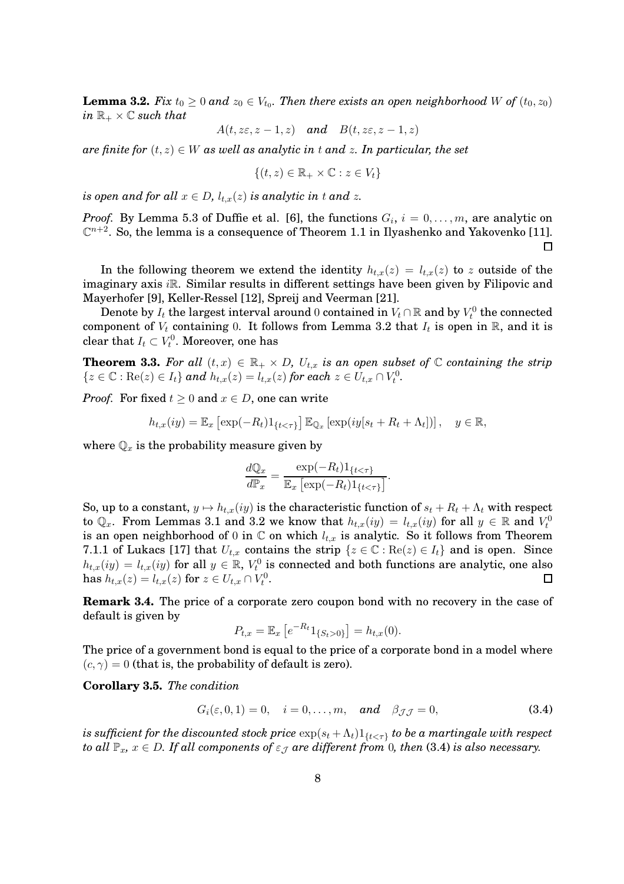**Lemma 3.2.** *Fix $t_0 \geq 0$ and $z_0 \in V_{t_0}$. Then there exists an open neighborhood $W$ of $(t_0, z_0)$ in $\mathbb{R}_+ \times \mathbb{C}$ such that*

$$A(t, z\varepsilon, z-1, z) \quad \textit{and} \quad B(t, z\varepsilon, z-1, z)$$

*are finite for $(t, z) \in W$ as well as analytic in $t$ and $z$. In particular, the set*

$$\{(t, z) \in \mathbb{R}_+ \times \mathbb{C} : z \in V_t\}$$

*is open and for all $x \in D$, $l_{t,x}(z)$ is analytic in $t$ and $z$.*

*Proof.* By Lemma 5.3 of Duffie et al. [6], the functions $G_i$, $i = 0, \ldots, m$, are analytic on $\mathbb{C}^{n+2}$. So, the lemma is a consequence of Theorem 1.1 in Ilyashenko and Yakovenko [11]. $\square$

In the following theorem we extend the identity $h_{t,x}(z) = l_{t,x}(z)$ to $z$ outside of the imaginary axis $i\mathbb{R}$. Similar results in different settings have been given by Filipovic and Mayerhofer [9], Keller-Ressel [12], Spreij and Veerman [21].

Denote by $I_t$ the largest interval around $0$ contained in $V_t \cap \mathbb{R}$ and by $V_t^0$ the connected component of $V_t$ containing $0$. It follows from Lemma 3.2 that $I_t$ is open in $\mathbb{R}$, and it is clear that $I_t \subset V_t^0$. Moreover, one has

**Theorem 3.3.** *For all $(t, x) \in \mathbb{R}_+ \times D$, $U_{t,x}$ is an open subset of $\mathbb{C}$ containing the strip $\{z \in \mathbb{C} : \mathrm{Re}(z) \in I_t\}$ and $h_{t,x}(z) = l_{t,x}(z)$ for each $z \in U_{t,x} \cap V_t^0$.*

*Proof.* For fixed $t \geq 0$ and $x \in D$, one can write

$$h_{t,x}(iy) = \mathbb{E}_x \left[ \exp(-R_t) 1_{\{t<\tau\}} \right] \mathbb{E}_{\mathbb{Q}_x} \left[ \exp(iy[s_t + R_t + \Lambda_t]) \right], \quad y \in \mathbb{R},$$

where $\mathbb{Q}_x$ is the probability measure given by

$$\frac{d\mathbb{Q}_x}{d\mathbb{P}_x} = \frac{\exp(-R_t) 1_{\{t<\tau\}}}{\mathbb{E}_x \left[ \exp(-R_t) 1_{\{t<\tau\}} \right]}.$$

So, up to a constant, $y \mapsto h_{t,x}(iy)$ is the characteristic function of $s_t + R_t + \Lambda_t$ with respect to $\mathbb{Q}_x$. From Lemmas 3.1 and 3.2 we know that $h_{t,x}(iy) = l_{t,x}(iy)$ for all $y \in \mathbb{R}$ and $V_t^0$ is an open neighborhood of $0$ in $\mathbb{C}$ on which $l_{t,x}$ is analytic. So it follows from Theorem 7.1.1 of Lukacs [17] that $U_{t,x}$ contains the strip $\{z \in \mathbb{C} : \mathrm{Re}(z) \in I_t\}$ and is open. Since $h_{t,x}(iy) = l_{t,x}(iy)$ for all $y \in \mathbb{R}$, $V_t^0$ is connected and both functions are analytic, one also has $h_{t,x}(z) = l_{t,x}(z)$ for $z \in U_{t,x} \cap V_t^0$. $\square$

**Remark 3.4.** The price of a corporate zero coupon bond with no recovery in the case of default is given by

$$P_{t,x} = \mathbb{E}_x \left[ e^{-R_t} 1_{\{S_t > 0\}} \right] = h_{t,x}(0).$$

The price of a government bond is equal to the price of a corporate bond in a model where $(c, \gamma) = 0$ (that is, the probability of default is zero).

**Corollary 3.5.** *The condition*

$$G_i(\varepsilon, 0, 1) = 0, \quad i = 0, \ldots, m, \quad \textit{and} \quad \beta_{\mathcal{J}\mathcal{J}} = 0, \tag{3.4}$$

*is sufficient for the discounted stock price $\exp(s_t + \Lambda_t) 1_{\{t<\tau\}}$ to be a martingale with respect to all $\mathbb{P}_x$, $x \in D$. If all components of $\varepsilon_{\mathcal{J}}$ are different from $0$, then (3.4) is also necessary.*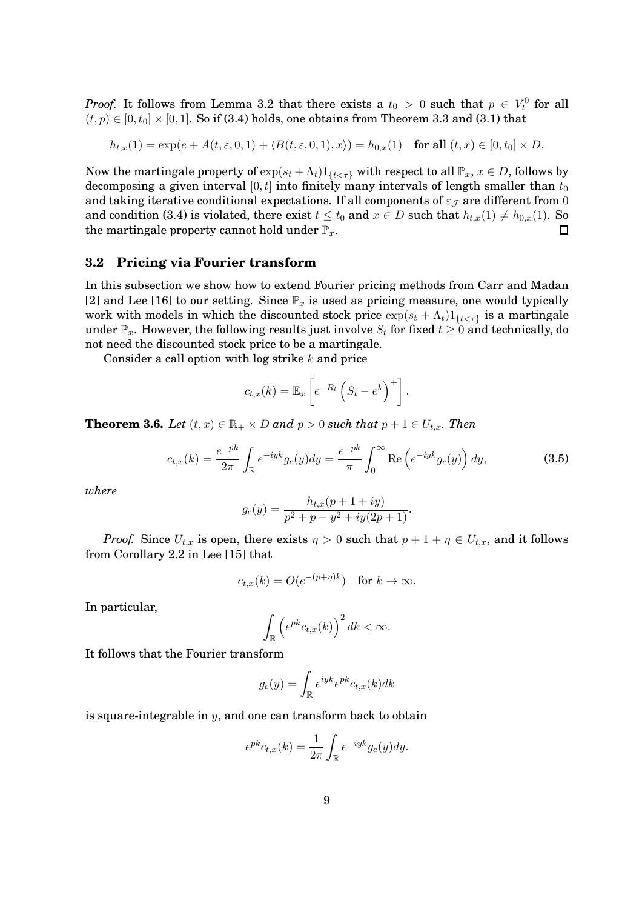*Proof.* It follows from Lemma 3.2 that there exists a $t_0 > 0$ such that $p \in V_t^0$ for all $(t,p) \in [0,t_0] \times [0,1]$. So if (3.4) holds, one obtains from Theorem 3.3 and (3.1) that

$$h_{t,x}(1) = \exp(e + A(t,\varepsilon,0,1) + \langle B(t,\varepsilon,0,1), x \rangle) = h_{0,x}(1) \quad \text{for all } (t,x) \in [0,t_0] \times D.$$

Now the martingale property of $\exp(s_t + \Lambda_t) 1_{\{t<\tau\}}$ with respect to all $\mathbb{P}_x$, $x \in D$, follows by decomposing a given interval $[0,t]$ into finitely many intervals of length smaller than $t_0$ and taking iterative conditional expectations. If all components of $\varepsilon_{\mathcal{J}}$ are different from 0 and condition (3.4) is violated, there exist $t \leq t_0$ and $x \in D$ such that $h_{t,x}(1) \neq h_{0,x}(1)$. So the martingale property cannot hold under $\mathbb{P}_x$. □

### 3.2 Pricing via Fourier transform

In this subsection we show how to extend Fourier pricing methods from Carr and Madan [2] and Lee [16] to our setting. Since $\mathbb{P}_x$ is used as pricing measure, one would typically work with models in which the discounted stock price $\exp(s_t + \Lambda_t) 1_{\{t<\tau\}}$ is a martingale under $\mathbb{P}_x$. However, the following results just involve $S_t$ for fixed $t \geq 0$ and technically, do not need the discounted stock price to be a martingale.

Consider a call option with log strike $k$ and price

$$c_{t,x}(k) = \mathbb{E}_x \left[ e^{-R_t} \left( S_t - e^k \right)^+ \right].$$

**Theorem 3.6.** *Let $(t,x) \in \mathbb{R}_+ \times D$ and $p > 0$ such that $p + 1 \in U_{t,x}$. Then*

$$c_{t,x}(k) = \frac{e^{-pk}}{2\pi} \int_{\mathbb{R}} e^{-iyk} g_c(y) dy = \frac{e^{-pk}}{\pi} \int_0^\infty \mathrm{Re}\left( e^{-iyk} g_c(y) \right) dy, \tag{3.5}$$

*where*

$$g_c(y) = \frac{h_{t,x}(p+1+iy)}{p^2 + p - y^2 + iy(2p+1)}.$$

*Proof.* Since $U_{t,x}$ is open, there exists $\eta > 0$ such that $p + 1 + \eta \in U_{t,x}$, and it follows from Corollary 2.2 in Lee [15] that

$$c_{t,x}(k) = O(e^{-(p+\eta)k}) \quad \text{for } k \to \infty.$$

In particular,

$$\int_{\mathbb{R}} \left( e^{pk} c_{t,x}(k) \right)^2 dk < \infty.$$

It follows that the Fourier transform

$$g_c(y) = \int_{\mathbb{R}} e^{iyk} e^{pk} c_{t,x}(k) dk$$

is square-integrable in $y$, and one can transform back to obtain

$$e^{pk} c_{t,x}(k) = \frac{1}{2\pi} \int_{\mathbb{R}} e^{-iyk} g_c(y) dy.$$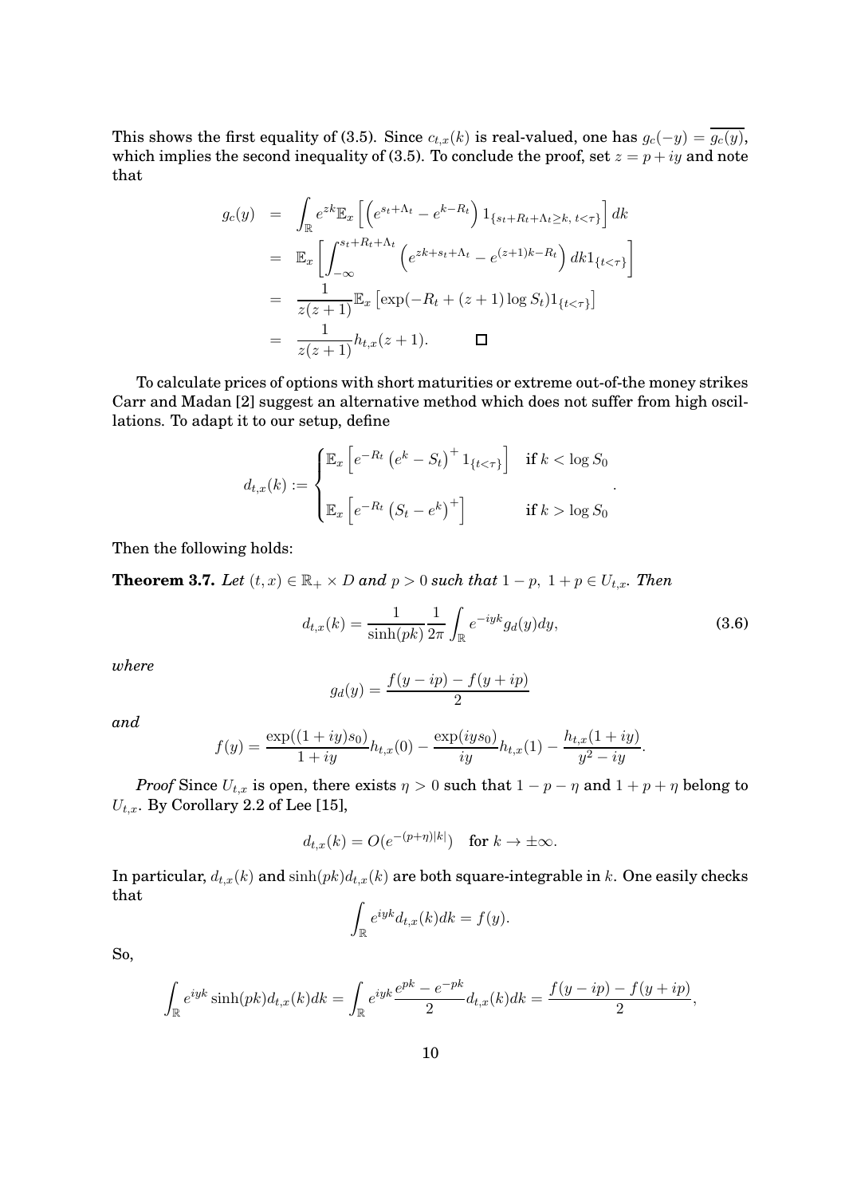This shows the first equality of (3.5). Since $c_{t,x}(k)$ is real-valued, one has $g_c(-y) = \overline{g_c(y)}$, which implies the second inequality of (3.5). To conclude the proof, set $z = p + iy$ and note that

$$
\begin{aligned}
g_c(y) &= \int_{\mathbb{R}} e^{zk} \mathbb{E}_x \left[ \left( e^{s_t + \Lambda_t} - e^{k - R_t} \right) 1_{\{s_t + R_t + \Lambda_t \geq k,\, t < \tau\}} \right] dk \\
&= \mathbb{E}_x \left[ \int_{-\infty}^{s_t + R_t + \Lambda_t} \left( e^{zk + s_t + \Lambda_t} - e^{(z+1)k - R_t} \right) dk 1_{\{t < \tau\}} \right] \\
&= \frac{1}{z(z+1)} \mathbb{E}_x \left[ \exp(-R_t + (z+1) \log S_t) 1_{\{t < \tau\}} \right] \\
&= \frac{1}{z(z+1)} h_{t,x}(z+1). \qquad \square
\end{aligned}
$$

To calculate prices of options with short maturities or extreme out-of-the money strikes Carr and Madan [2] suggest an alternative method which does not suffer from high oscillations. To adapt it to our setup, define

$$
d_{t,x}(k) := \begin{cases} \mathbb{E}_x \left[ e^{-R_t} \left( e^k - S_t \right)^+ 1_{\{t < \tau\}} \right] & \text{if } k < \log S_0 \\[2ex] \mathbb{E}_x \left[ e^{-R_t} \left( S_t - e^k \right)^+ \right] & \text{if } k > \log S_0 \end{cases} .
$$

Then the following holds:

**Theorem 3.7.** *Let $(t,x) \in \mathbb{R}_+ \times D$ and $p > 0$ such that $1-p,\ 1+p \in U_{t,x}$. Then*

$$
d_{t,x}(k) = \frac{1}{\sinh(pk)} \frac{1}{2\pi} \int_{\mathbb{R}} e^{-iyk} g_d(y) dy, \tag{3.6}
$$

*where*

$$
g_d(y) = \frac{f(y - ip) - f(y + ip)}{2}
$$

*and*

$$
f(y) = \frac{\exp((1+iy)s_0)}{1+iy} h_{t,x}(0) - \frac{\exp(iys_0)}{iy} h_{t,x}(1) - \frac{h_{t,x}(1+iy)}{y^2 - iy}.
$$

*Proof* Since $U_{t,x}$ is open, there exists $\eta > 0$ such that $1 - p - \eta$ and $1 + p + \eta$ belong to $U_{t,x}$. By Corollary 2.2 of Lee [15],

$$
d_{t,x}(k) = O(e^{-(p+\eta)|k|}) \quad \text{for } k \to \pm\infty.
$$

In particular, $d_{t,x}(k)$ and $\sinh(pk) d_{t,x}(k)$ are both square-integrable in $k$. One easily checks that

$$
\int_{\mathbb{R}} e^{iyk} d_{t,x}(k) dk = f(y).
$$

So,

$$
\int_{\mathbb{R}} e^{iyk} \sinh(pk) d_{t,x}(k) dk = \int_{\mathbb{R}} e^{iyk} \frac{e^{pk} - e^{-pk}}{2} d_{t,x}(k) dk = \frac{f(y - ip) - f(y + ip)}{2},
$$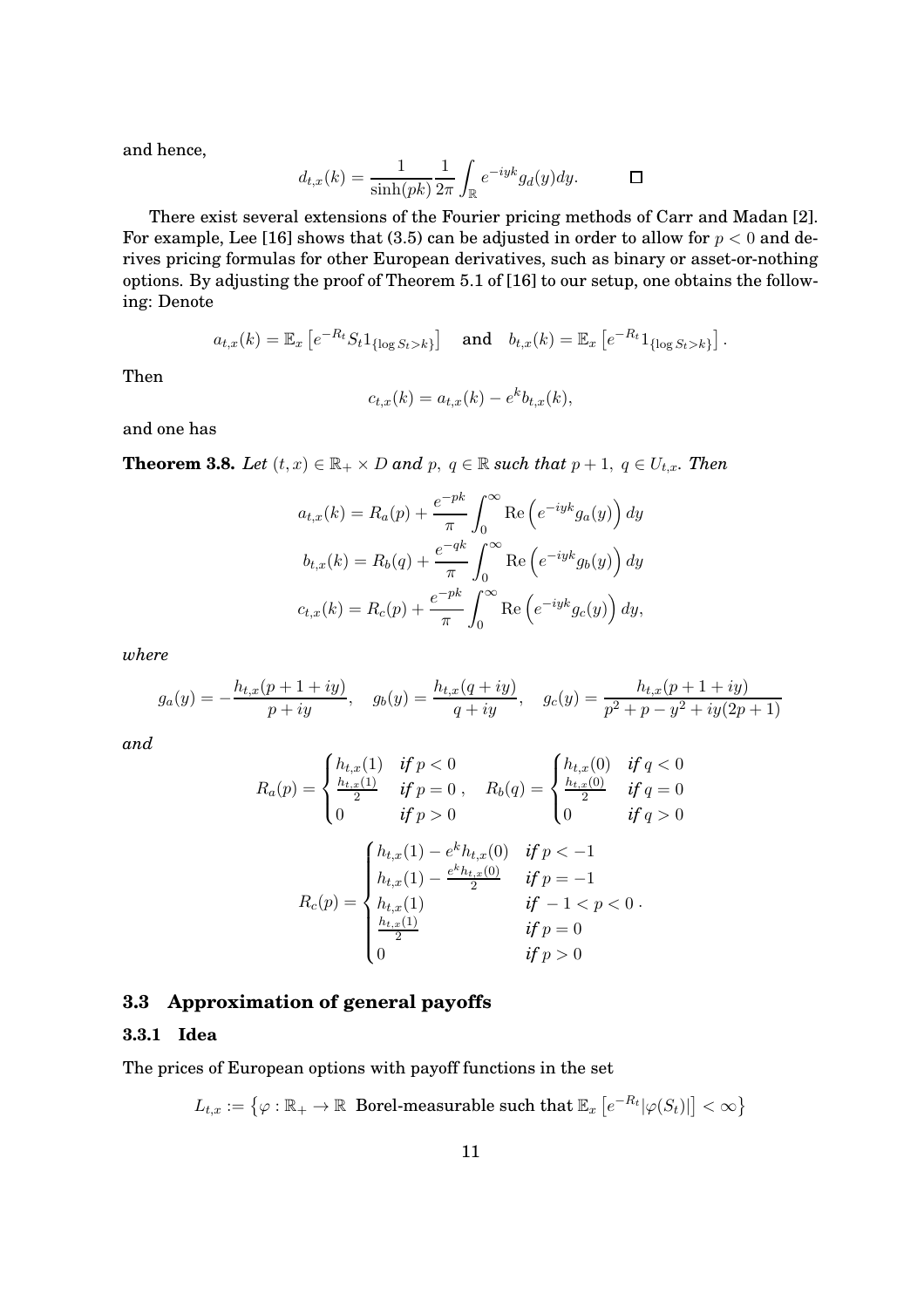and hence,

$$d_{t,x}(k) = \frac{1}{\sinh(pk)} \frac{1}{2\pi} \int_{\mathbb{R}} e^{-iyk} g_d(y) dy. \qquad \square$$

There exist several extensions of the Fourier pricing methods of Carr and Madan [2]. For example, Lee [16] shows that (3.5) can be adjusted in order to allow for $p < 0$ and derives pricing formulas for other European derivatives, such as binary or asset-or-nothing options. By adjusting the proof of Theorem 5.1 of [16] to our setup, one obtains the following: Denote

$$a_{t,x}(k) = \mathbb{E}_x \left[ e^{-R_t} S_t 1_{\{\log S_t > k\}} \right] \quad \textbf{and} \quad b_{t,x}(k) = \mathbb{E}_x \left[ e^{-R_t} 1_{\{\log S_t > k\}} \right].$$

Then

$$c_{t,x}(k) = a_{t,x}(k) - e^k b_{t,x}(k),$$

and one has

**Theorem 3.8.** *Let $(t,x) \in \mathbb{R}_+ \times D$ and $p,\ q \in \mathbb{R}$ such that $p+1,\ q \in U_{t,x}$. Then*

$$a_{t,x}(k) = R_a(p) + \frac{e^{-pk}}{\pi} \int_0^\infty \mathrm{Re}\left( e^{-iyk} g_a(y) \right) dy$$

$$b_{t,x}(k) = R_b(q) + \frac{e^{-qk}}{\pi} \int_0^\infty \mathrm{Re}\left( e^{-iyk} g_b(y) \right) dy$$

$$c_{t,x}(k) = R_c(p) + \frac{e^{-pk}}{\pi} \int_0^\infty \mathrm{Re}\left( e^{-iyk} g_c(y) \right) dy,$$

*where*

$$g_a(y) = -\frac{h_{t,x}(p+1+iy)}{p+iy}, \quad g_b(y) = \frac{h_{t,x}(q+iy)}{q+iy}, \quad g_c(y) = \frac{h_{t,x}(p+1+iy)}{p^2+p-y^2+iy(2p+1)}$$

*and*

$$R_a(p) = \begin{cases} h_{t,x}(1) & \textit{if } p < 0 \\ \frac{h_{t,x}(1)}{2} & \textit{if } p = 0 \\ 0 & \textit{if } p > 0 \end{cases}, \quad R_b(q) = \begin{cases} h_{t,x}(0) & \textit{if } q < 0 \\ \frac{h_{t,x}(0)}{2} & \textit{if } q = 0 \\ 0 & \textit{if } q > 0 \end{cases}$$

$$R_c(p) = \begin{cases} h_{t,x}(1) - e^k h_{t,x}(0) & \textit{if } p < -1 \\ h_{t,x}(1) - \frac{e^k h_{t,x}(0)}{2} & \textit{if } p = -1 \\ h_{t,x}(1) & \textit{if } -1 < p < 0 \\ \frac{h_{t,x}(1)}{2} & \textit{if } p = 0 \\ 0 & \textit{if } p > 0 \end{cases}.$$

### 3.3 Approximation of general payoffs

#### 3.3.1 Idea

The prices of European options with payoff functions in the set

$$L_{t,x} := \left\{ \varphi : \mathbb{R}_+ \to \mathbb{R} \text{ Borel-measurable such that } \mathbb{E}_x \left[ e^{-R_t} |\varphi(S_t)| \right] < \infty \right\}$$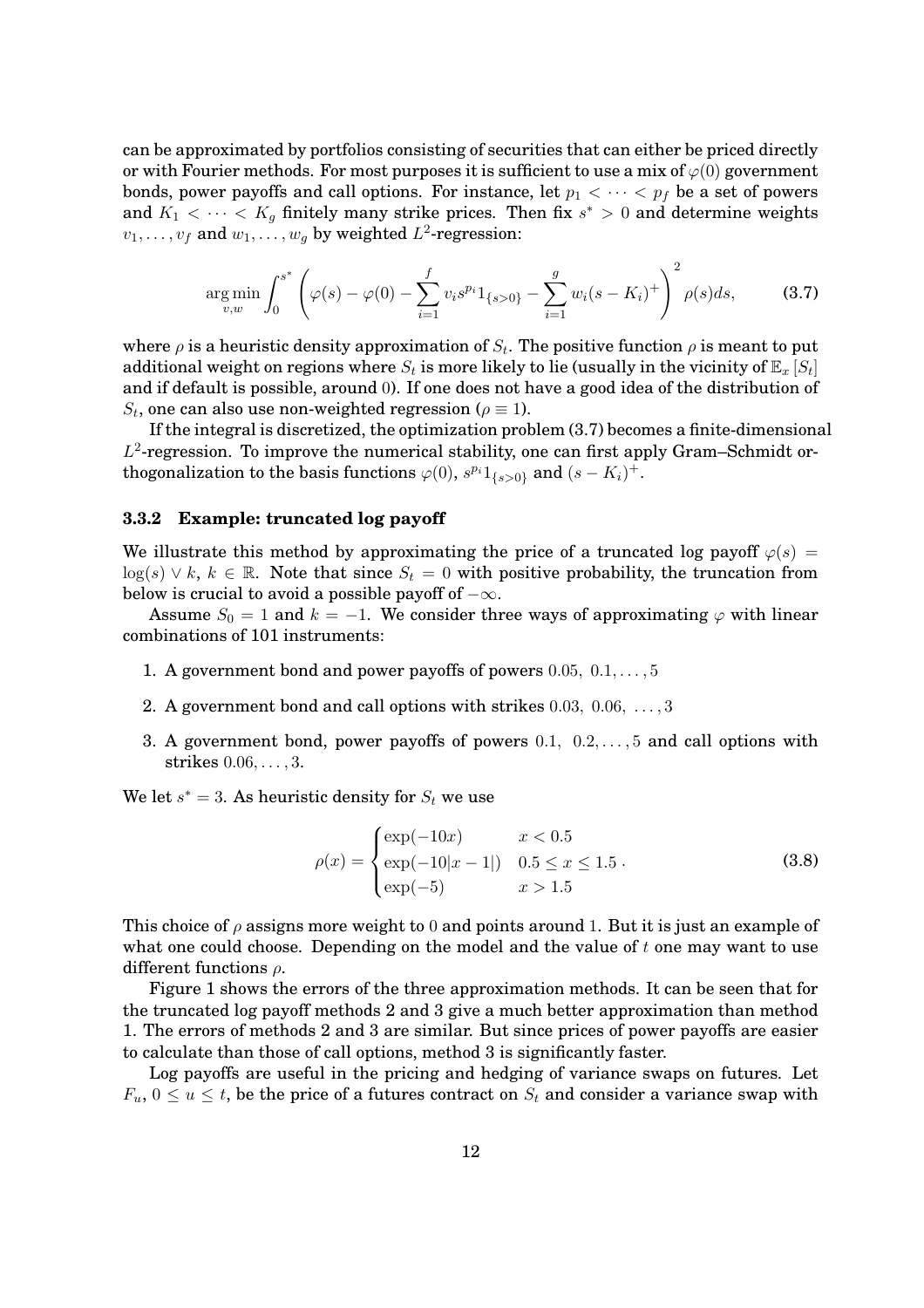can be approximated by portfolios consisting of securities that can either be priced directly or with Fourier methods. For most purposes it is sufficient to use a mix of $\varphi(0)$ government bonds, power payoffs and call options. For instance, let $p_1 < \cdots < p_f$ be a set of powers and $K_1 < \cdots < K_g$ finitely many strike prices. Then fix $s^* > 0$ and determine weights $v_1, \ldots, v_f$ and $w_1, \ldots, w_g$ by weighted $L^2$-regression:

$$\arg\min_{v,w} \int_0^{s^*} \left( \varphi(s) - \varphi(0) - \sum_{i=1}^{f} v_i s^{p_i} 1_{\{s>0\}} - \sum_{i=1}^{g} w_i (s - K_i)^+ \right)^2 \rho(s) ds, \tag{3.7}$$

where $\rho$ is a heuristic density approximation of $S_t$. The positive function $\rho$ is meant to put additional weight on regions where $S_t$ is more likely to lie (usually in the vicinity of $\mathbb{E}_x[S_t]$ and if default is possible, around 0). If one does not have a good idea of the distribution of $S_t$, one can also use non-weighted regression ($\rho \equiv 1$).

If the integral is discretized, the optimization problem (3.7) becomes a finite-dimensional $L^2$-regression. To improve the numerical stability, one can first apply Gram–Schmidt orthogonalization to the basis functions $\varphi(0)$, $s^{p_i} 1_{\{s>0\}}$ and $(s - K_i)^+$.

### 3.3.2 Example: truncated log payoff

We illustrate this method by approximating the price of a truncated log payoff $\varphi(s) = \log(s) \vee k$, $k \in \mathbb{R}$. Note that since $S_t = 0$ with positive probability, the truncation from below is crucial to avoid a possible payoff of $-\infty$.

Assume $S_0 = 1$ and $k = -1$. We consider three ways of approximating $\varphi$ with linear combinations of 101 instruments:

1. A government bond and power payoffs of powers $0.05,\ 0.1, \ldots, 5$
2. A government bond and call options with strikes $0.03,\ 0.06,\ \ldots, 3$
3. A government bond, power payoffs of powers $0.1,\ \ 0.2, \ldots, 5$ and call options with strikes $0.06, \ldots, 3$.

We let $s^* = 3$. As heuristic density for $S_t$ we use

$$\rho(x) = \begin{cases} \exp(-10x) & x < 0.5 \\ \exp(-10|x-1|) & 0.5 \le x \le 1.5 \\ \exp(-5) & x > 1.5 \end{cases}. \tag{3.8}$$

This choice of $\rho$ assigns more weight to 0 and points around 1. But it is just an example of what one could choose. Depending on the model and the value of $t$ one may want to use different functions $\rho$.

Figure 1 shows the errors of the three approximation methods. It can be seen that for the truncated log payoff methods 2 and 3 give a much better approximation than method 1. The errors of methods 2 and 3 are similar. But since prices of power payoffs are easier to calculate than those of call options, method 3 is significantly faster.

Log payoffs are useful in the pricing and hedging of variance swaps on futures. Let $F_u$, $0 \le u \le t$, be the price of a futures contract on $S_t$ and consider a variance swap with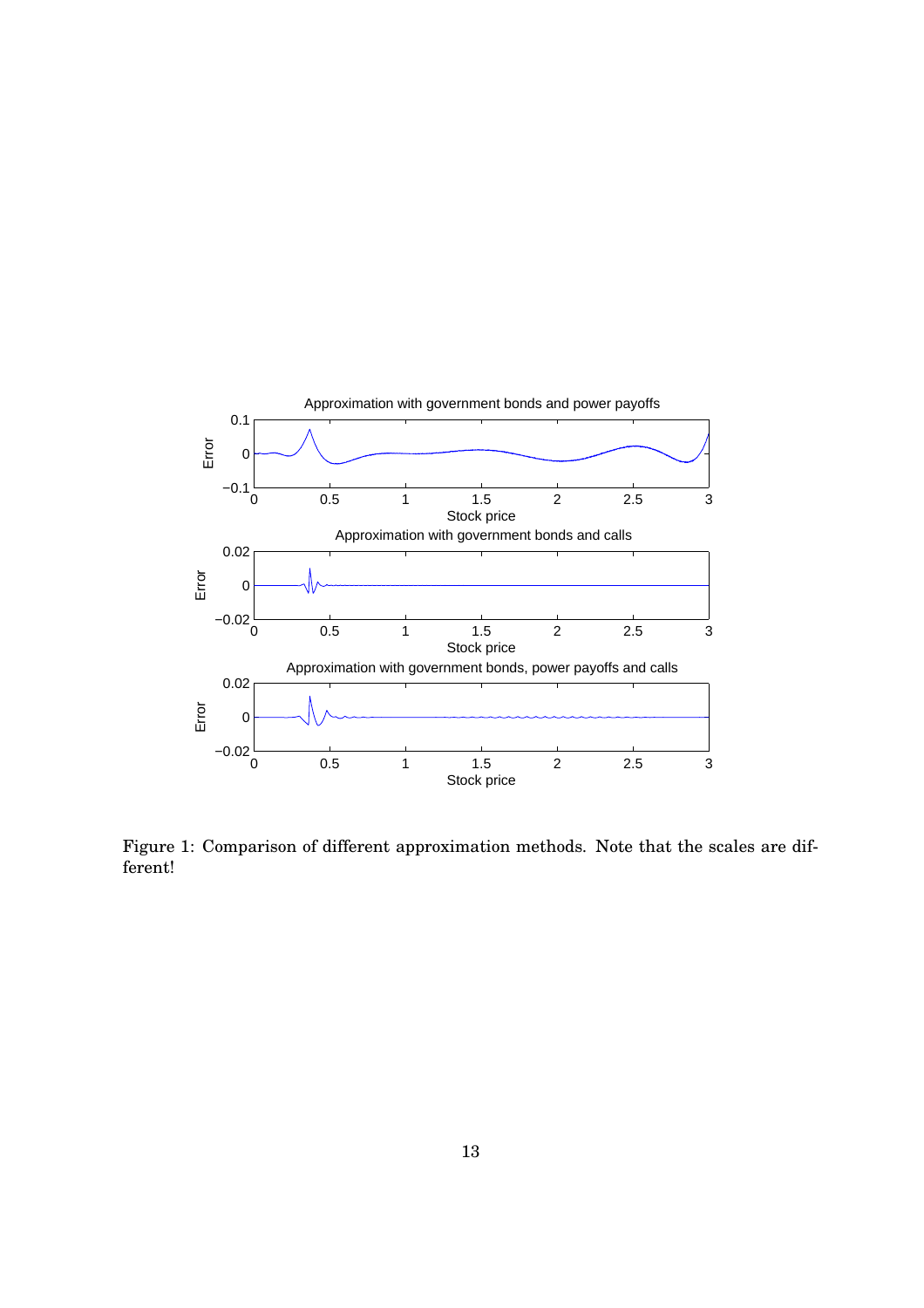Figure 1: Comparison of different approximation methods. Note that the scales are different!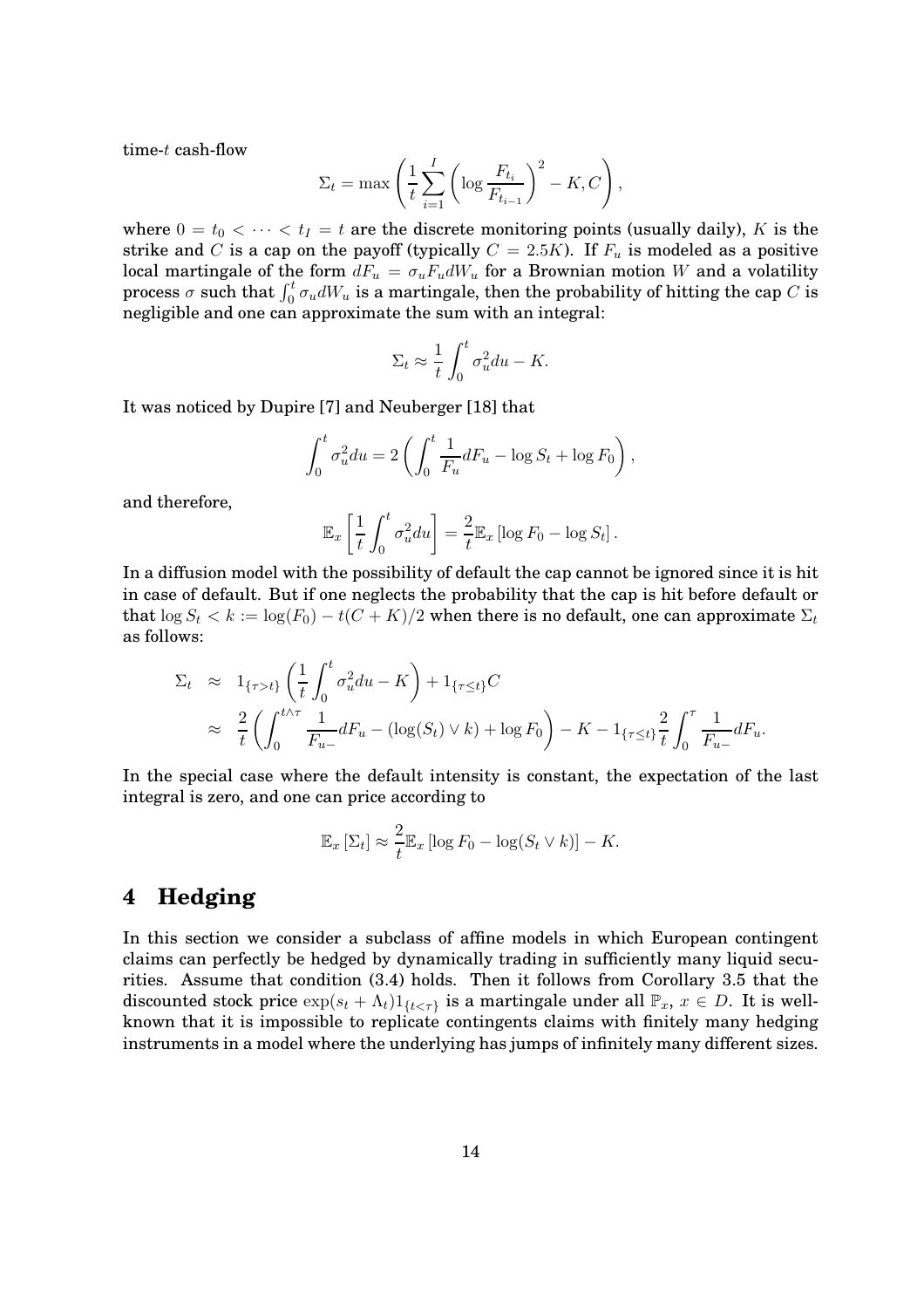time-$t$ cash-flow

$$\Sigma_t = \max\left(\frac{1}{t}\sum_{i=1}^{I}\left(\log\frac{F_{t_i}}{F_{t_{i-1}}}\right)^2 - K, C\right),$$

where $0 = t_0 < \cdots < t_I = t$ are the discrete monitoring points (usually daily), $K$ is the strike and $C$ is a cap on the payoff (typically $C = 2.5K$). If $F_u$ is modeled as a positive local martingale of the form $dF_u = \sigma_u F_u dW_u$ for a Brownian motion $W$ and a volatility process $\sigma$ such that $\int_0^t \sigma_u dW_u$ is a martingale, then the probability of hitting the cap $C$ is negligible and one can approximate the sum with an integral:

$$\Sigma_t \approx \frac{1}{t}\int_0^t \sigma_u^2 du - K.$$

It was noticed by Dupire [7] and Neuberger [18] that

$$\int_0^t \sigma_u^2 du = 2\left(\int_0^t \frac{1}{F_u} dF_u - \log S_t + \log F_0\right),$$

and therefore,

$$\mathbb{E}_x\left[\frac{1}{t}\int_0^t \sigma_u^2 du\right] = \frac{2}{t}\mathbb{E}_x\left[\log F_0 - \log S_t\right].$$

In a diffusion model with the possibility of default the cap cannot be ignored since it is hit in case of default. But if one neglects the probability that the cap is hit before default or that $\log S_t < k := \log(F_0) - t(C+K)/2$ when there is no default, one can approximate $\Sigma_t$ as follows:

$$\begin{aligned}
\Sigma_t &\approx 1_{\{\tau > t\}}\left(\frac{1}{t}\int_0^t \sigma_u^2 du - K\right) + 1_{\{\tau \le t\}} C \\
&\approx \frac{2}{t}\left(\int_0^{t\wedge\tau} \frac{1}{F_{u-}} dF_u - (\log(S_t) \vee k) + \log F_0\right) - K - 1_{\{\tau \le t\}}\frac{2}{t}\int_0^{\tau} \frac{1}{F_{u-}} dF_u.
\end{aligned}$$

In the special case where the default intensity is constant, the expectation of the last integral is zero, and one can price according to

$$\mathbb{E}_x\left[\Sigma_t\right] \approx \frac{2}{t}\mathbb{E}_x\left[\log F_0 - \log(S_t \vee k)\right] - K.$$

# 4 Hedging

In this section we consider a subclass of affine models in which European contingent claims can perfectly be hedged by dynamically trading in sufficiently many liquid securities. Assume that condition (3.4) holds. Then it follows from Corollary 3.5 that the discounted stock price $\exp(s_t + \Lambda_t)1_{\{t<\tau\}}$ is a martingale under all $\mathbb{P}_x$, $x \in D$. It is well-known that it is impossible to replicate contingents claims with finitely many hedging instruments in a model where the underlying has jumps of infinitely many different sizes.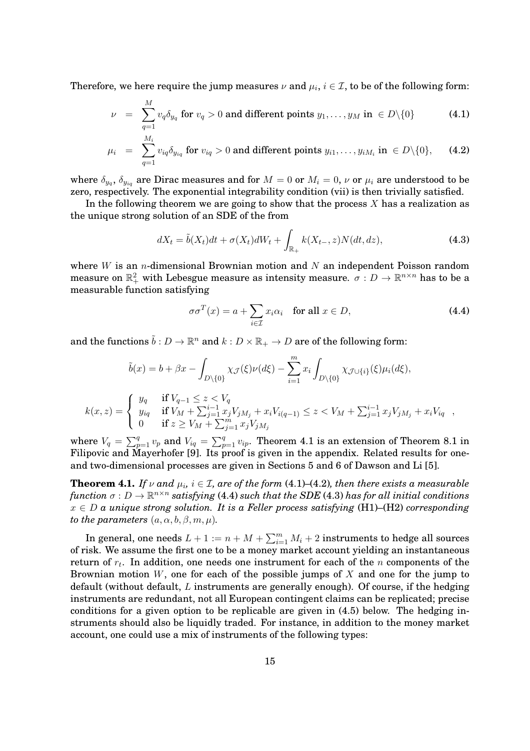Therefore, we here require the jump measures $\nu$ and $\mu_i$, $i \in \mathcal{I}$, to be of the following form:

$$
\begin{aligned}
\nu &= \sum_{q=1}^{M} v_q \delta_{y_q} \text{ for } v_q > 0 \text{ and different points } y_1, \ldots, y_M \text{ in } \in D\backslash\{0\} && (4.1) \\
\mu_i &= \sum_{q=1}^{M_i} v_{iq} \delta_{y_{iq}} \text{ for } v_{iq} > 0 \text{ and different points } y_{i1}, \ldots, y_{iM_i} \text{ in } \in D\backslash\{0\}, && (4.2)
\end{aligned}
$$

where $\delta_{y_q}$, $\delta_{y_{iq}}$ are Dirac measures and for $M = 0$ or $M_i = 0$, $\nu$ or $\mu_i$ are understood to be zero, respectively. The exponential integrability condition (vii) is then trivially satisfied.

In the following theorem we are going to show that the process $X$ has a realization as the unique strong solution of an SDE of the from

$$
dX_t = \tilde{b}(X_t)dt + \sigma(X_t)dW_t + \int_{\mathbb{R}_+} k(X_{t-}, z)N(dt, dz), \tag{4.3}
$$

where $W$ is an $n$-dimensional Brownian motion and $N$ an independent Poisson random measure on $\mathbb{R}_+^2$ with Lebesgue measure as intensity measure. $\sigma : D \to \mathbb{R}^{n \times n}$ has to be a measurable function satisfying

$$
\sigma\sigma^T(x) = a + \sum_{i \in \mathcal{I}} x_i \alpha_i \quad \text{for all } x \in D, \tag{4.4}
$$

and the functions $\tilde{b} : D \to \mathbb{R}^n$ and $k : D \times \mathbb{R}_+ \to D$ are of the following form:

$$
\tilde{b}(x) = b + \beta x - \int_{D\backslash\{0\}} \chi_{\mathcal{J}}(\xi)\nu(d\xi) - \sum_{i=1}^{m} x_i \int_{D\backslash\{0\}} \chi_{\mathcal{J}\cup\{i\}}(\xi)\mu_i(d\xi),
$$

$$
k(x, z) = \begin{cases} y_q & \text{if } V_{q-1} \le z < V_q \\ y_{iq} & \text{if } V_M + \sum_{j=1}^{i-1} x_j V_{jM_j} + x_i V_{i(q-1)} \le z < V_M + \sum_{j=1}^{i-1} x_j V_{jM_j} + x_i V_{iq} \\ 0 & \text{if } z \ge V_M + \sum_{j=1}^{m} x_j V_{jM_j} \end{cases},
$$

where $V_q = \sum_{p=1}^{q} v_p$ and $V_{iq} = \sum_{p=1}^{q} v_{ip}$. Theorem 4.1 is an extension of Theorem 8.1 in Filipovic and Mayerhofer [9]. Its proof is given in the appendix. Related results for one- and two-dimensional processes are given in Sections 5 and 6 of Dawson and Li [5].

**Theorem 4.1.** *If $\nu$ and $\mu_i$, $i \in \mathcal{I}$, are of the form* (4.1)–(4.2)*, then there exists a measurable function $\sigma : D \to \mathbb{R}^{n \times n}$ satisfying* (4.4) *such that the SDE* (4.3) *has for all initial conditions $x \in D$ a unique strong solution. It is a Feller process satisfying* (H1)–(H2) *corresponding to the parameters $(a, \alpha, b, \beta, m, \mu)$.*

In general, one needs $L + 1 := n + M + \sum_{i=1}^{m} M_i + 2$ instruments to hedge all sources of risk. We assume the first one to be a money market account yielding an instantaneous return of $r_t$. In addition, one needs one instrument for each of the $n$ components of the Brownian motion $W$, one for each of the possible jumps of $X$ and one for the jump to default (without default, $L$ instruments are generally enough). Of course, if the hedging instruments are redundant, not all European contingent claims can be replicated; precise conditions for a given option to be replicable are given in (4.5) below. The hedging instruments should also be liquidly traded. For instance, in addition to the money market account, one could use a mix of instruments of the following types: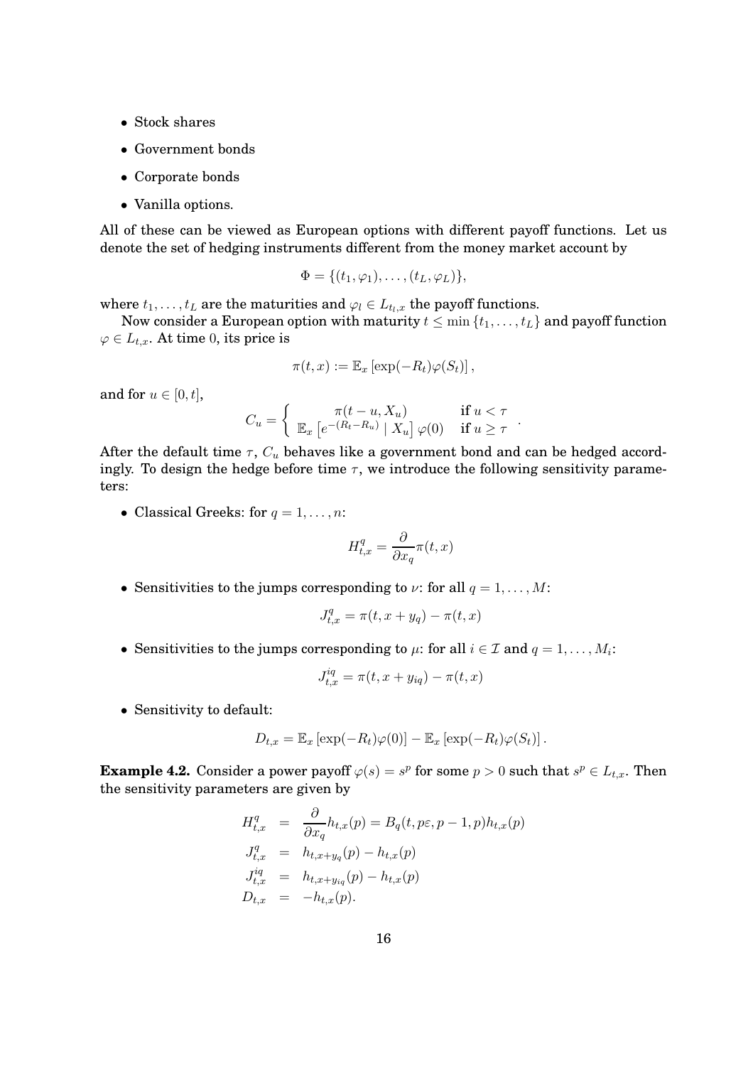- Stock shares
- Government bonds
- Corporate bonds
- Vanilla options.

All of these can be viewed as European options with different payoff functions. Let us denote the set of hedging instruments different from the money market account by

$$\Phi = \{(t_1, \varphi_1), \dots, (t_L, \varphi_L)\},$$

where $t_1, \dots, t_L$ are the maturities and $\varphi_l \in L_{t_l,x}$ the payoff functions.

Now consider a European option with maturity $t \leq \min\{t_1, \dots, t_L\}$ and payoff function $\varphi \in L_{t,x}$. At time 0, its price is

$$\pi(t,x) := \mathbb{E}_x \left[\exp(-R_t)\varphi(S_t)\right],$$

and for $u \in [0,t]$,

$$C_u = \begin{cases} \pi(t-u, X_u) & \text{if } u < \tau \\ \mathbb{E}_x \left[e^{-(R_t - R_u)} \mid X_u\right] \varphi(0) & \text{if } u \geq \tau \end{cases}.$$

After the default time $\tau$, $C_u$ behaves like a government bond and can be hedged accordingly. To design the hedge before time $\tau$, we introduce the following sensitivity parameters:

- Classical Greeks: for $q = 1, \dots, n$:

$$H^q_{t,x} = \frac{\partial}{\partial x_q}\pi(t,x)$$

- Sensitivities to the jumps corresponding to $\nu$: for all $q = 1, \dots, M$:

$$J^q_{t,x} = \pi(t, x + y_q) - \pi(t,x)$$

- Sensitivities to the jumps corresponding to $\mu$: for all $i \in \mathcal{I}$ and $q = 1, \dots, M_i$:

$$J^{iq}_{t,x} = \pi(t, x + y_{iq}) - \pi(t,x)$$

- Sensitivity to default:

$$D_{t,x} = \mathbb{E}_x \left[\exp(-R_t)\varphi(0)\right] - \mathbb{E}_x \left[\exp(-R_t)\varphi(S_t)\right].$$

**Example 4.2.** Consider a power payoff $\varphi(s) = s^p$ for some $p > 0$ such that $s^p \in L_{t,x}$. Then the sensitivity parameters are given by

$$\begin{aligned}
H^q_{t,x} &= \frac{\partial}{\partial x_q} h_{t,x}(p) = B_q(t, p\varepsilon, p-1, p) h_{t,x}(p) \\
J^q_{t,x} &= h_{t,x+y_q}(p) - h_{t,x}(p) \\
J^{iq}_{t,x} &= h_{t,x+y_{iq}}(p) - h_{t,x}(p) \\
D_{t,x} &= -h_{t,x}(p).
\end{aligned}$$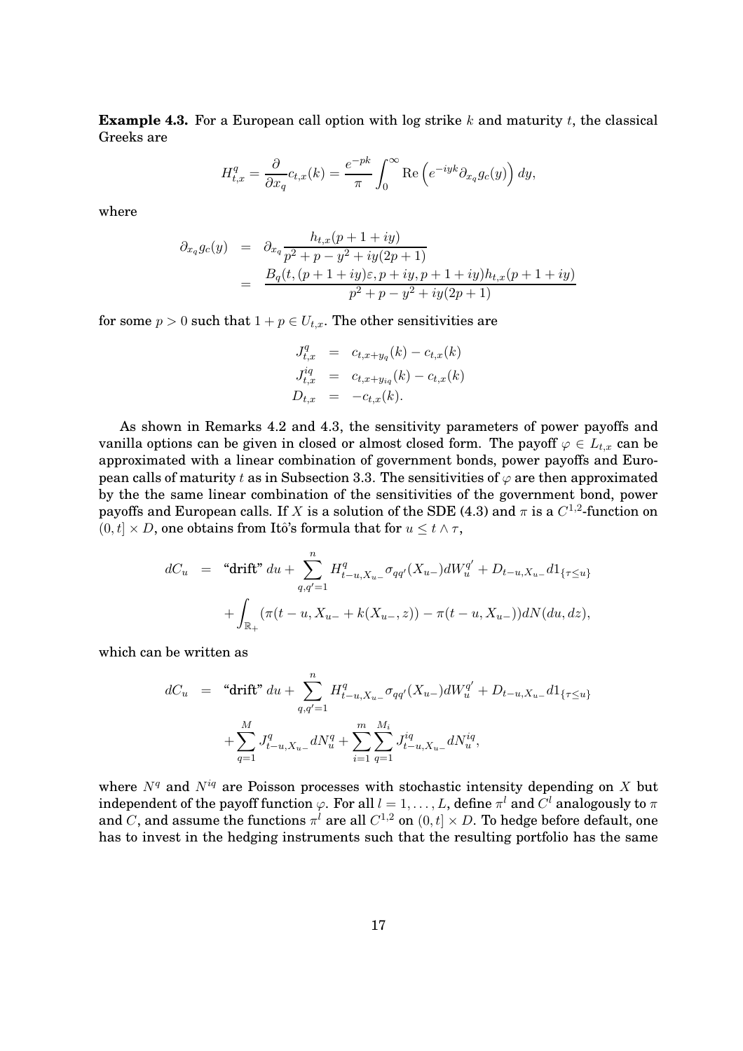**Example 4.3.** For a European call option with log strike $k$ and maturity $t$, the classical Greeks are

$$H^q_{t,x} = \frac{\partial}{\partial x_q} c_{t,x}(k) = \frac{e^{-pk}}{\pi} \int_0^\infty \mathrm{Re}\left(e^{-iyk} \partial_{x_q} g_c(y)\right) dy,$$

where

$$\begin{aligned}
\partial_{x_q} g_c(y) &= \partial_{x_q} \frac{h_{t,x}(p+1+iy)}{p^2+p-y^2+iy(2p+1)} \\
&= \frac{B_q(t,(p+1+iy)\varepsilon, p+iy, p+1+iy) h_{t,x}(p+1+iy)}{p^2+p-y^2+iy(2p+1)}
\end{aligned}$$

for some $p > 0$ such that $1 + p \in U_{t,x}$. The other sensitivities are

$$\begin{aligned}
J^q_{t,x} &= c_{t,x+y_q}(k) - c_{t,x}(k) \\
J^{iq}_{t,x} &= c_{t,x+y_{iq}}(k) - c_{t,x}(k) \\
D_{t,x} &= -c_{t,x}(k).
\end{aligned}$$

As shown in Remarks 4.2 and 4.3, the sensitivity parameters of power payoffs and vanilla options can be given in closed or almost closed form. The payoff $\varphi \in L_{t,x}$ can be approximated with a linear combination of government bonds, power payoffs and European calls of maturity $t$ as in Subsection 3.3. The sensitivities of $\varphi$ are then approximated by the the same linear combination of the sensitivities of the government bond, power payoffs and European calls. If $X$ is a solution of the SDE (4.3) and $\pi$ is a $C^{1,2}$-function on $(0,t] \times D$, one obtains from Itô's formula that for $u \leq t \wedge \tau$,

$$\begin{aligned}
dC_u &= \text{“drift”}\, du + \sum_{q,q'=1}^{n} H^q_{t-u,X_{u-}} \sigma_{qq'}(X_{u-}) dW^{q'}_u + D_{t-u,X_{u-}} d1_{\{\tau \leq u\}} \\
&\quad + \int_{\mathbb{R}_+} (\pi(t-u, X_{u-} + k(X_{u-}, z)) - \pi(t-u, X_{u-})) dN(du, dz),
\end{aligned}$$

which can be written as

$$\begin{aligned}
dC_u &= \text{“drift”}\, du + \sum_{q,q'=1}^{n} H^q_{t-u,X_{u-}} \sigma_{qq'}(X_{u-}) dW^{q'}_u + D_{t-u,X_{u-}} d1_{\{\tau \leq u\}} \\
&\quad + \sum_{q=1}^{M} J^q_{t-u,X_{u-}} dN^q_u + \sum_{i=1}^{m} \sum_{q=1}^{M_i} J^{iq}_{t-u,X_{u-}} dN^{iq}_u,
\end{aligned}$$

where $N^q$ and $N^{iq}$ are Poisson processes with stochastic intensity depending on $X$ but independent of the payoff function $\varphi$. For all $l = 1, \ldots, L$, define $\pi^l$ and $C^l$ analogously to $\pi$ and $C$, and assume the functions $\pi^l$ are all $C^{1,2}$ on $(0,t] \times D$. To hedge before default, one has to invest in the hedging instruments such that the resulting portfolio has the same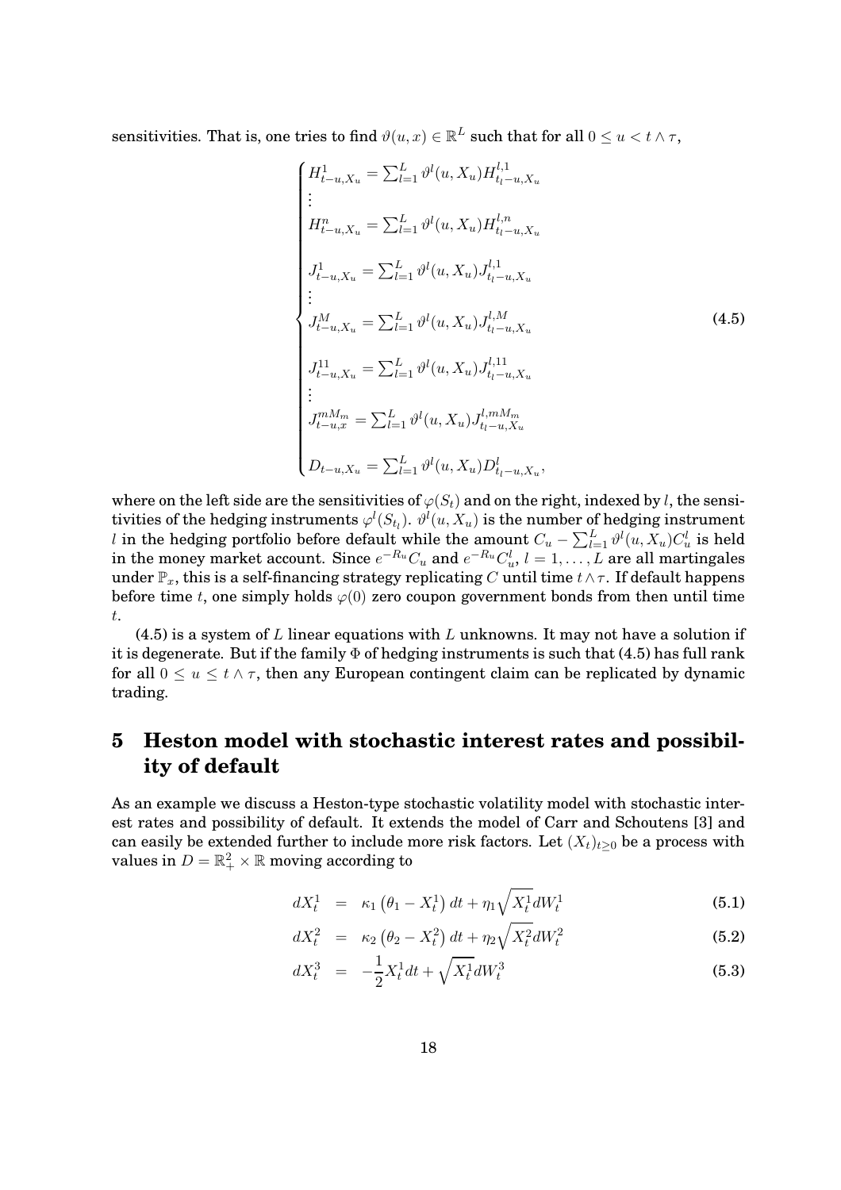sensitivities. That is, one tries to find $\vartheta(u,x) \in \mathbb{R}^L$ such that for all $0 \leq u < t \wedge \tau$,

$$
\begin{cases}
H^1_{t-u,X_u} = \sum_{l=1}^L \vartheta^l(u,X_u) H^{l,1}_{t_l-u,X_u} \\
\vdots \\
H^n_{t-u,X_u} = \sum_{l=1}^L \vartheta^l(u,X_u) H^{l,n}_{t_l-u,X_u} \\
\\
J^1_{t-u,X_u} = \sum_{l=1}^L \vartheta^l(u,X_u) J^{l,1}_{t_l-u,X_u} \\
\vdots \\
J^M_{t-u,X_u} = \sum_{l=1}^L \vartheta^l(u,X_u) J^{l,M}_{t_l-u,X_u} \\
\\
J^{11}_{t-u,X_u} = \sum_{l=1}^L \vartheta^l(u,X_u) J^{l,11}_{t_l-u,X_u} \\
\vdots \\
J^{mM_m}_{t-u,x} = \sum_{l=1}^L \vartheta^l(u,X_u) J^{l,mM_m}_{t_l-u,X_u} \\
\\
D_{t-u,X_u} = \sum_{l=1}^L \vartheta^l(u,X_u) D^l_{t_l-u,X_u},
\end{cases}
\tag{4.5}
$$

where on the left side are the sensitivities of $\varphi(S_t)$ and on the right, indexed by $l$, the sensitivities of the hedging instruments $\varphi^l(S_{t_l})$. $\vartheta^l(u,X_u)$ is the number of hedging instrument $l$ in the hedging portfolio before default while the amount $C_u - \sum_{l=1}^L \vartheta^l(u,X_u)C^l_u$ is held in the money market account. Since $e^{-R_u}C_u$ and $e^{-R_u}C^l_u$, $l = 1,\dots,L$ are all martingales under $\mathbb{P}_x$, this is a self-financing strategy replicating $C$ until time $t \wedge \tau$. If default happens before time $t$, one simply holds $\varphi(0)$ zero coupon government bonds from then until time $t$.

(4.5) is a system of $L$ linear equations with $L$ unknowns. It may not have a solution if it is degenerate. But if the family $\Phi$ of hedging instruments is such that (4.5) has full rank for all $0 \leq u \leq t \wedge \tau$, then any European contingent claim can be replicated by dynamic trading.

# 5 Heston model with stochastic interest rates and possibility of default

As an example we discuss a Heston-type stochastic volatility model with stochastic interest rates and possibility of default. It extends the model of Carr and Schoutens [3] and can easily be extended further to include more risk factors. Let $(X_t)_{t\geq 0}$ be a process with values in $D = \mathbb{R}^2_+ \times \mathbb{R}$ moving according to

$$dX^1_t = \kappa_1\left(\theta_1 - X^1_t\right)dt + \eta_1\sqrt{X^1_t}\,dW^1_t \tag{5.1}$$

$$dX^2_t = \kappa_2\left(\theta_2 - X^2_t\right)dt + \eta_2\sqrt{X^2_t}\,dW^2_t \tag{5.2}$$

$$dX^3_t = -\frac{1}{2}X^1_t\,dt + \sqrt{X^1_t}\,dW^3_t \tag{5.3}$$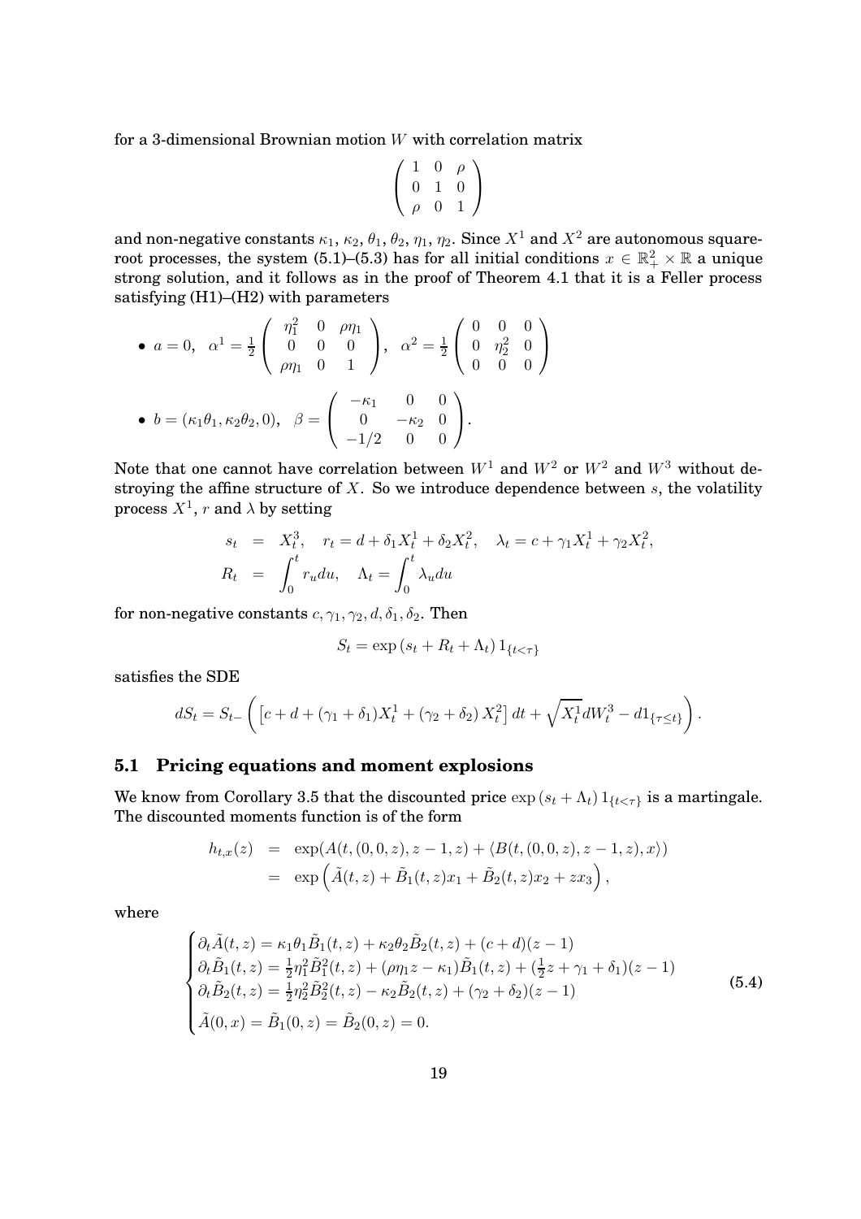for a 3-dimensional Brownian motion $W$ with correlation matrix

$$
\begin{pmatrix} 1 & 0 & \rho \\ 0 & 1 & 0 \\ \rho & 0 & 1 \end{pmatrix}
$$

and non-negative constants $\kappa_1$, $\kappa_2$, $\theta_1$, $\theta_2$, $\eta_1$, $\eta_2$. Since $X^1$ and $X^2$ are autonomous square-root processes, the system (5.1)–(5.3) has for all initial conditions $x \in \mathbb{R}_+^2 \times \mathbb{R}$ a unique strong solution, and it follows as in the proof of Theorem 4.1 that it is a Feller process satisfying (H1)–(H2) with parameters

- $a = 0, \quad \alpha^1 = \frac{1}{2} \begin{pmatrix} \eta_1^2 & 0 & \rho\eta_1 \\ 0 & 0 & 0 \\ \rho\eta_1 & 0 & 1 \end{pmatrix}, \quad \alpha^2 = \frac{1}{2} \begin{pmatrix} 0 & 0 & 0 \\ 0 & \eta_2^2 & 0 \\ 0 & 0 & 0 \end{pmatrix}$
- $b = (\kappa_1\theta_1, \kappa_2\theta_2, 0), \quad \beta = \begin{pmatrix} -\kappa_1 & 0 & 0 \\ 0 & -\kappa_2 & 0 \\ -1/2 & 0 & 0 \end{pmatrix}.$

Note that one cannot have correlation between $W^1$ and $W^2$ or $W^2$ and $W^3$ without destroying the affine structure of $X$. So we introduce dependence between $s$, the volatility process $X^1$, $r$ and $\lambda$ by setting

$$
\begin{aligned}
s_t &= X_t^3, \quad r_t = d + \delta_1 X_t^1 + \delta_2 X_t^2, \quad \lambda_t = c + \gamma_1 X_t^1 + \gamma_2 X_t^2, \\
R_t &= \int_0^t r_u du, \quad \Lambda_t = \int_0^t \lambda_u du
\end{aligned}
$$

for non-negative constants $c, \gamma_1, \gamma_2, d, \delta_1, \delta_2$. Then

$$
S_t = \exp\left(s_t + R_t + \Lambda_t\right) 1_{\{t<\tau\}}
$$

satisfies the SDE

$$
dS_t = S_{t-} \left( \left[ c + d + (\gamma_1 + \delta_1) X_t^1 + (\gamma_2 + \delta_2) X_t^2 \right] dt + \sqrt{X_t^1} dW_t^3 - d1_{\{\tau \le t\}} \right).
$$

### 5.1 Pricing equations and moment explosions

We know from Corollary 3.5 that the discounted price $\exp\left(s_t + \Lambda_t\right) 1_{\{t<\tau\}}$ is a martingale. The discounted moments function is of the form

$$
\begin{aligned}
h_{t,x}(z) &= \exp(A(t,(0,0,z), z-1, z) + \langle B(t,(0,0,z), z-1, z), x \rangle) \\
&= \exp\left( \tilde{A}(t,z) + \tilde{B}_1(t,z) x_1 + \tilde{B}_2(t,z) x_2 + z x_3 \right),
\end{aligned}
$$

where

$$
\begin{cases}
\partial_t \tilde{A}(t,z) = \kappa_1\theta_1 \tilde{B}_1(t,z) + \kappa_2\theta_2 \tilde{B}_2(t,z) + (c+d)(z-1) \\
\partial_t \tilde{B}_1(t,z) = \frac{1}{2}\eta_1^2 \tilde{B}_1^2(t,z) + (\rho\eta_1 z - \kappa_1) \tilde{B}_1(t,z) + (\frac{1}{2}z + \gamma_1 + \delta_1)(z-1) \\
\partial_t \tilde{B}_2(t,z) = \frac{1}{2}\eta_2^2 \tilde{B}_2^2(t,z) - \kappa_2 \tilde{B}_2(t,z) + (\gamma_2 + \delta_2)(z-1) \\
\tilde{A}(0,x) = \tilde{B}_1(0,z) = \tilde{B}_2(0,z) = 0.
\end{cases}
\tag{5.4}
$$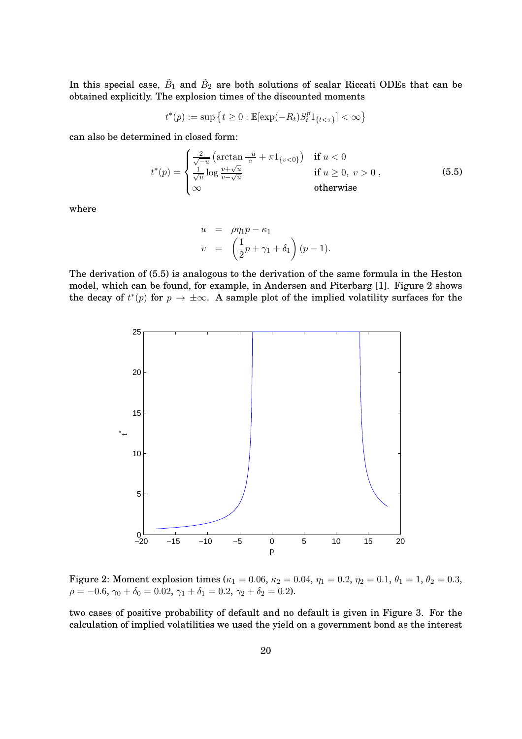In this special case, $\tilde{B}_1$ and $\tilde{B}_2$ are both solutions of scalar Riccati ODEs that can be obtained explicitly. The explosion times of the discounted moments

$$t^*(p) := \sup\left\{t \geq 0 : \mathbb{E}[\exp(-R_t)S_t^p 1_{\{t<\tau\}}] < \infty\right\}$$

can also be determined in closed form:

$$t^*(p) = \begin{cases} \frac{2}{\sqrt{-u}}\left(\arctan\frac{-u}{v} + \pi 1_{\{v<0\}}\right) & \text{if } u < 0 \\ \frac{1}{\sqrt{u}}\log\frac{v+\sqrt{u}}{v-\sqrt{u}} & \text{if } u \geq 0,\ v > 0\ , \\ \infty & \text{otherwise} \end{cases} \tag{5.5}$$

where

$$\begin{aligned} u &= \rho\eta_1 p - \kappa_1 \\ v &= \left(\frac{1}{2}p + \gamma_1 + \delta_1\right)(p-1). \end{aligned}$$

The derivation of (5.5) is analogous to the derivation of the same formula in the Heston model, which can be found, for example, in Andersen and Piterbarg [1]. Figure 2 shows the decay of $t^*(p)$ for $p \to \pm\infty$. A sample plot of the implied volatility surfaces for the

Figure 2: Moment explosion times ($\kappa_1 = 0.06$, $\kappa_2 = 0.04$, $\eta_1 = 0.2$, $\eta_2 = 0.1$, $\theta_1 = 1$, $\theta_2 = 0.3$, $\rho = -0.6$, $\gamma_0 + \delta_0 = 0.02$, $\gamma_1 + \delta_1 = 0.2$, $\gamma_2 + \delta_2 = 0.2$).

two cases of positive probability of default and no default is given in Figure 3. For the calculation of implied volatilities we used the yield on a government bond as the interest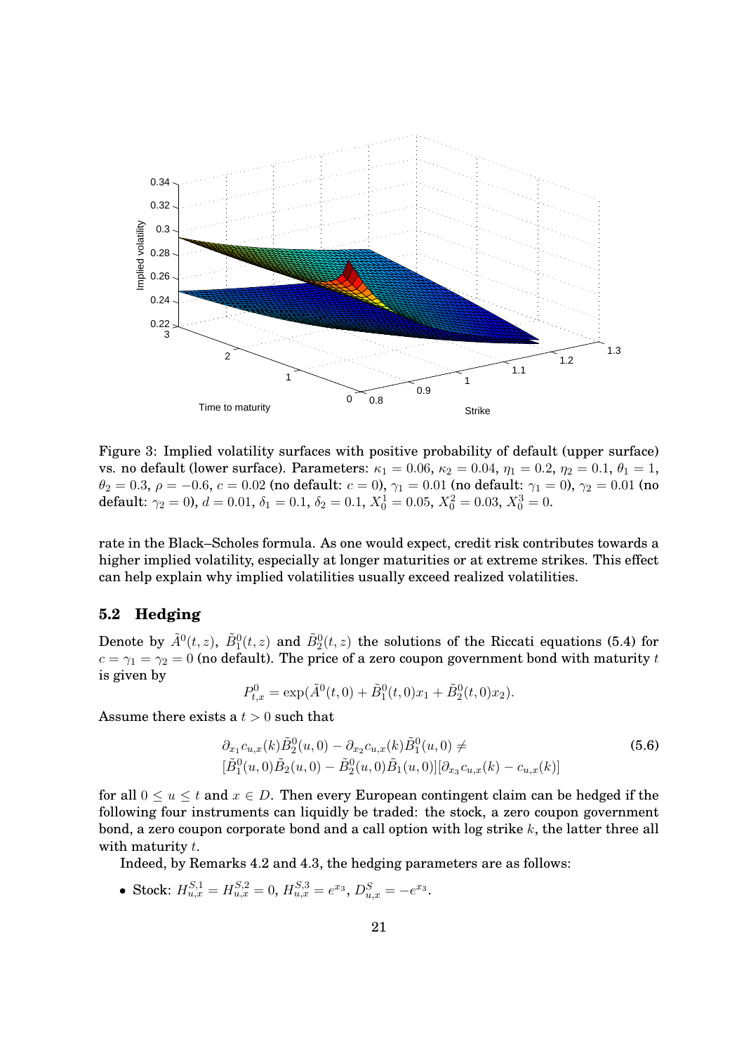Figure 3: Implied volatility surfaces with positive probability of default (upper surface) vs. no default (lower surface). Parameters: $\kappa_1 = 0.06$, $\kappa_2 = 0.04$, $\eta_1 = 0.2$, $\eta_2 = 0.1$, $\theta_1 = 1$, $\theta_2 = 0.3$, $\rho = -0.6$, $c = 0.02$ (no default: $c = 0$), $\gamma_1 = 0.01$ (no default: $\gamma_1 = 0$), $\gamma_2 = 0.01$ (no default: $\gamma_2 = 0$), $d = 0.01$, $\delta_1 = 0.1$, $\delta_2 = 0.1$, $X_0^1 = 0.05$, $X_0^2 = 0.03$, $X_0^3 = 0$.

rate in the Black–Scholes formula. As one would expect, credit risk contributes towards a higher implied volatility, especially at longer maturities or at extreme strikes. This effect can help explain why implied volatilities usually exceed realized volatilities.

### 5.2 Hedging

Denote by $\tilde{A}^0(t,z)$, $\tilde{B}_1^0(t,z)$ and $\tilde{B}_2^0(t,z)$ the solutions of the Riccati equations (5.4) for $c = \gamma_1 = \gamma_2 = 0$ (no default). The price of a zero coupon government bond with maturity $t$ is given by

$$P_{t,x}^0 = \exp(\tilde{A}^0(t,0) + \tilde{B}_1^0(t,0)x_1 + \tilde{B}_2^0(t,0)x_2).$$

Assume there exists a $t > 0$ such that

$$\begin{aligned} &\partial_{x_1} c_{u,x}(k)\tilde{B}_2^0(u,0) - \partial_{x_2} c_{u,x}(k)\tilde{B}_1^0(u,0) \neq \\ &[\tilde{B}_1^0(u,0)\tilde{B}_2(u,0) - \tilde{B}_2^0(u,0)\tilde{B}_1(u,0)][\partial_{x_3} c_{u,x}(k) - c_{u,x}(k)] \end{aligned} \tag{5.6}$$

for all $0 \leq u \leq t$ and $x \in D$. Then every European contingent claim can be hedged if the following four instruments can liquidly be traded: the stock, a zero coupon government bond, a zero coupon corporate bond and a call option with log strike $k$, the latter three all with maturity $t$.

Indeed, by Remarks 4.2 and 4.3, the hedging parameters are as follows:

- Stock: $H_{u,x}^{S,1} = H_{u,x}^{S,2} = 0$, $H_{u,x}^{S,3} = e^{x_3}$, $D_{u,x}^S = -e^{x_3}$.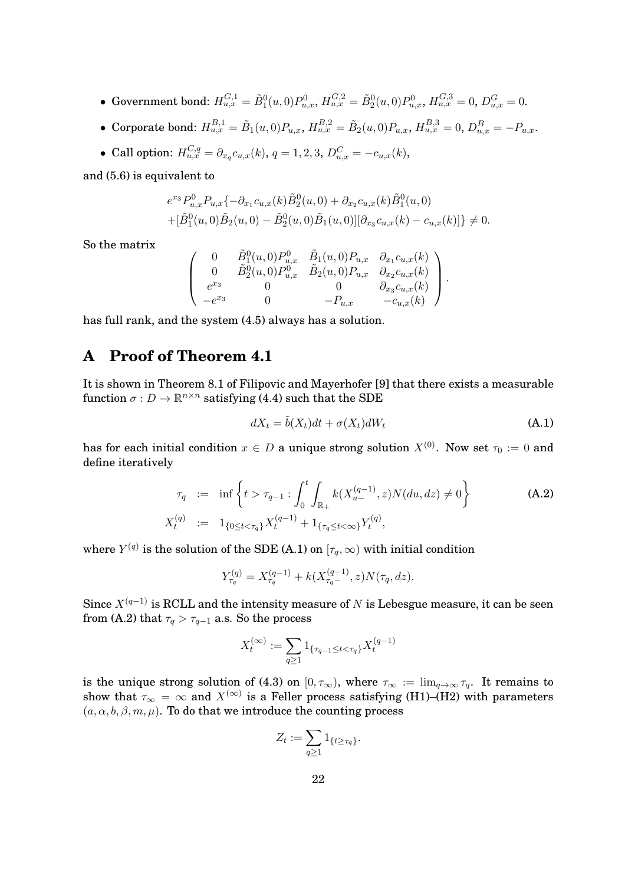- Government bond: $H^{G,1}_{u,x} = \tilde{B}^0_1(u,0)P^0_{u,x}$, $H^{G,2}_{u,x} = \tilde{B}^0_2(u,0)P^0_{u,x}$, $H^{G,3}_{u,x} = 0$, $D^G_{u,x} = 0$.
- Corporate bond: $H^{B,1}_{u,x} = \tilde{B}_1(u,0)P_{u,x}$, $H^{B,2}_{u,x} = \tilde{B}_2(u,0)P_{u,x}$, $H^{B,3}_{u,x} = 0$, $D^B_{u,x} = -P_{u,x}$.
- Call option: $H^{C,q}_{u,x} = \partial_{x_q} c_{u,x}(k)$, $q = 1,2,3$, $D^C_{u,x} = -c_{u,x}(k)$,

and (5.6) is equivalent to

$$
\begin{aligned}
& e^{x_3} P^0_{u,x} P_{u,x} \{ -\partial_{x_1} c_{u,x}(k) \tilde{B}^0_2(u,0) + \partial_{x_2} c_{u,x}(k) \tilde{B}^0_1(u,0) \\
& + [\tilde{B}^0_1(u,0)\tilde{B}_2(u,0) - \tilde{B}^0_2(u,0)\tilde{B}_1(u,0)][\partial_{x_3} c_{u,x}(k) - c_{u,x}(k)] \} \neq 0.
\end{aligned}
$$

So the matrix

$$
\begin{pmatrix}
0 & \tilde{B}^0_1(u,0)P^0_{u,x} & \tilde{B}_1(u,0)P_{u,x} & \partial_{x_1} c_{u,x}(k) \\
0 & \tilde{B}^0_2(u,0)P^0_{u,x} & \tilde{B}_2(u,0)P_{u,x} & \partial_{x_2} c_{u,x}(k) \\
e^{x_3} & 0 & 0 & \partial_{x_3} c_{u,x}(k) \\
-e^{x_3} & 0 & -P_{u,x} & -c_{u,x}(k)
\end{pmatrix}.
$$

has full rank, and the system (4.5) always has a solution.

# A Proof of Theorem 4.1

It is shown in Theorem 8.1 of Filipovic and Mayerhofer [9] that there exists a measurable function $\sigma : D \to \mathbb{R}^{n \times n}$ satisfying (4.4) such that the SDE

$$
dX_t = \tilde{b}(X_t)dt + \sigma(X_t)dW_t \tag{A.1}
$$

has for each initial condition $x \in D$ a unique strong solution $X^{(0)}$. Now set $\tau_0 := 0$ and define iteratively

$$
\begin{aligned}
\tau_q &:= \inf \left\{ t > \tau_{q-1} : \int_0^t \int_{\mathbb{R}_+} k(X^{(q-1)}_{u-}, z) N(du, dz) \neq 0 \right\} \\
X^{(q)}_t &:= 1_{\{0 \le t < \tau_q\}} X^{(q-1)}_t + 1_{\{\tau_q \le t < \infty\}} Y^{(q)}_t,
\end{aligned} \tag{A.2}
$$

where $Y^{(q)}$ is the solution of the SDE (A.1) on $[\tau_q, \infty)$ with initial condition

$$
Y^{(q)}_{\tau_q} = X^{(q-1)}_{\tau_q} + k(X^{(q-1)}_{\tau_q -}, z) N(\tau_q, dz).
$$

Since $X^{(q-1)}$ is RCLL and the intensity measure of $N$ is Lebesgue measure, it can be seen from (A.2) that $\tau_q > \tau_{q-1}$ a.s. So the process

$$
X^{(\infty)}_t := \sum_{q \ge 1} 1_{\{\tau_{q-1} \le t < \tau_q\}} X^{(q-1)}_t
$$

is the unique strong solution of (4.3) on $[0, \tau_\infty)$, where $\tau_\infty := \lim_{q \to \infty} \tau_q$. It remains to show that $\tau_\infty = \infty$ and $X^{(\infty)}$ is a Feller process satisfying (H1)–(H2) with parameters $(a, \alpha, b, \beta, m, \mu)$. To do that we introduce the counting process

$$
Z_t := \sum_{q \ge 1} 1_{\{t \ge \tau_q\}}.
$$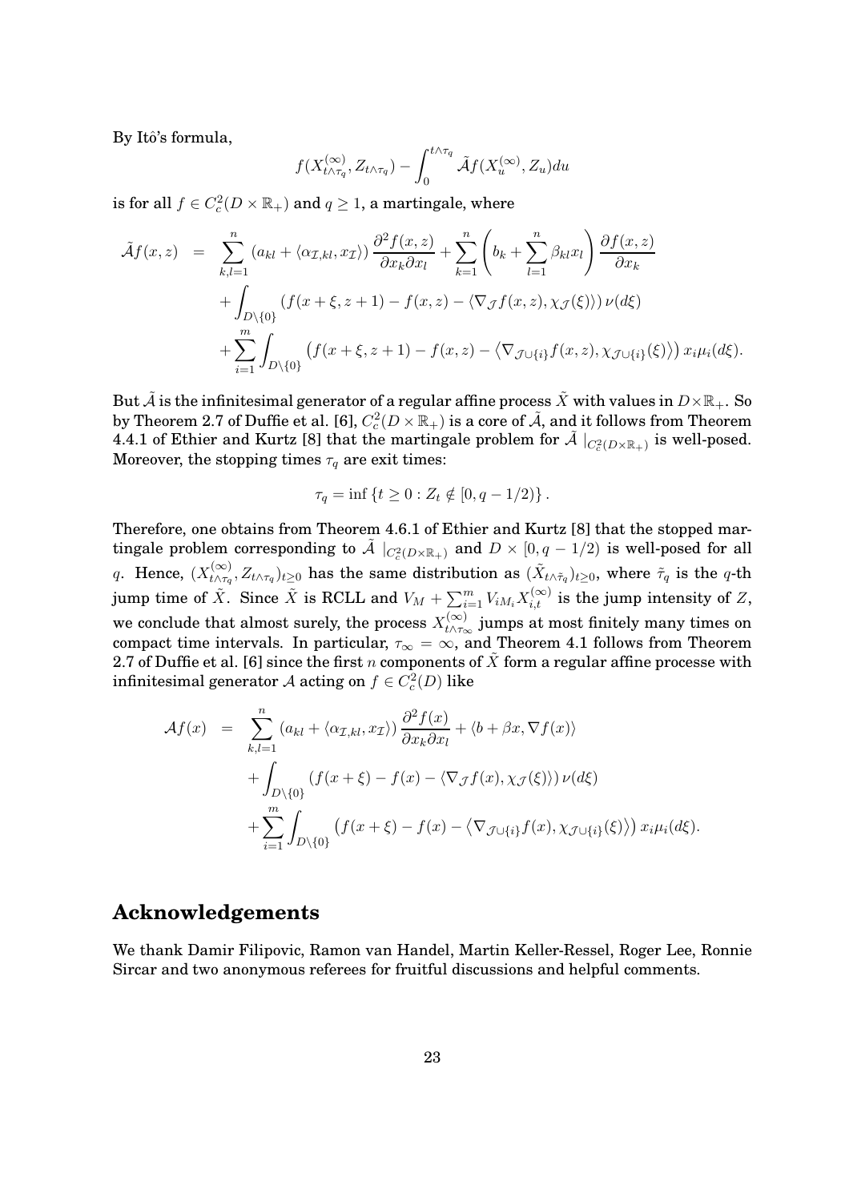By Itô's formula,

$$f(X^{(\infty)}_{t\wedge\tau_q}, Z_{t\wedge\tau_q}) - \int_0^{t\wedge\tau_q} \tilde{\mathcal{A}} f(X^{(\infty)}_u, Z_u) du$$

is for all $f \in C^2_c(D \times \mathbb{R}_+)$ and $q \geq 1$, a martingale, where

$$\begin{aligned}
\tilde{\mathcal{A}} f(x,z) &= \sum_{k,l=1}^n \left(a_{kl} + \langle \alpha_{\mathcal{I},kl}, x_{\mathcal{I}} \rangle\right) \frac{\partial^2 f(x,z)}{\partial x_k \partial x_l} + \sum_{k=1}^n \left(b_k + \sum_{l=1}^n \beta_{kl} x_l\right) \frac{\partial f(x,z)}{\partial x_k} \\
&\quad + \int_{D\setminus\{0\}} \left(f(x+\xi, z+1) - f(x,z) - \langle \nabla_{\mathcal{J}} f(x,z), \chi_{\mathcal{J}}(\xi) \rangle\right) \nu(d\xi) \\
&\quad + \sum_{i=1}^m \int_{D\setminus\{0\}} \left(f(x+\xi, z+1) - f(x,z) - \left\langle \nabla_{\mathcal{J}\cup\{i\}} f(x,z), \chi_{\mathcal{J}\cup\{i\}}(\xi) \right\rangle\right) x_i \mu_i(d\xi).
\end{aligned}$$

But $\tilde{\mathcal{A}}$ is the infinitesimal generator of a regular affine process $\tilde{X}$ with values in $D \times \mathbb{R}_+$. So by Theorem 2.7 of Duffie et al. [6], $C^2_c(D \times \mathbb{R}_+)$ is a core of $\tilde{\mathcal{A}}$, and it follows from Theorem 4.4.1 of Ethier and Kurtz [8] that the martingale problem for $\tilde{\mathcal{A}} \mid_{C^2_c(D\times\mathbb{R}_+)}$ is well-posed. Moreover, the stopping times $\tau_q$ are exit times:

$$\tau_q = \inf\left\{t \geq 0 : Z_t \notin [0, q - 1/2)\right\}.$$

Therefore, one obtains from Theorem 4.6.1 of Ethier and Kurtz [8] that the stopped martingale problem corresponding to $\tilde{\mathcal{A}} \mid_{C^2_c(D\times\mathbb{R}_+)}$ and $D \times [0, q-1/2)$ is well-posed for all $q$. Hence, $(X^{(\infty)}_{t\wedge\tau_q}, Z_{t\wedge\tau_q})_{t\geq 0}$ has the same distribution as $(\tilde{X}_{t\wedge\tilde{\tau}_q})_{t\geq 0}$, where $\tilde{\tau}_q$ is the $q$-th jump time of $\tilde{X}$. Since $\tilde{X}$ is RCLL and $V_M + \sum_{i=1}^m V_{iM_i} X^{(\infty)}_{i,t}$ is the jump intensity of $Z$, we conclude that almost surely, the process $X^{(\infty)}_{t\wedge\tau_\infty}$ jumps at most finitely many times on compact time intervals. In particular, $\tau_\infty = \infty$, and Theorem 4.1 follows from Theorem 2.7 of Duffie et al. [6] since the first $n$ components of $\tilde{X}$ form a regular affine processe with infinitesimal generator $\mathcal{A}$ acting on $f \in C^2_c(D)$ like

$$\begin{aligned}
\mathcal{A} f(x) &= \sum_{k,l=1}^n \left(a_{kl} + \langle \alpha_{\mathcal{I},kl}, x_{\mathcal{I}} \rangle\right) \frac{\partial^2 f(x)}{\partial x_k \partial x_l} + \langle b + \beta x, \nabla f(x) \rangle \\
&\quad + \int_{D\setminus\{0\}} \left(f(x+\xi) - f(x) - \langle \nabla_{\mathcal{J}} f(x), \chi_{\mathcal{J}}(\xi) \rangle\right) \nu(d\xi) \\
&\quad + \sum_{i=1}^m \int_{D\setminus\{0\}} \left(f(x+\xi) - f(x) - \left\langle \nabla_{\mathcal{J}\cup\{i\}} f(x), \chi_{\mathcal{J}\cup\{i\}}(\xi) \right\rangle\right) x_i \mu_i(d\xi).
\end{aligned}$$

## Acknowledgements

We thank Damir Filipovic, Ramon van Handel, Martin Keller-Ressel, Roger Lee, Ronnie Sircar and two anonymous referees for fruitful discussions and helpful comments.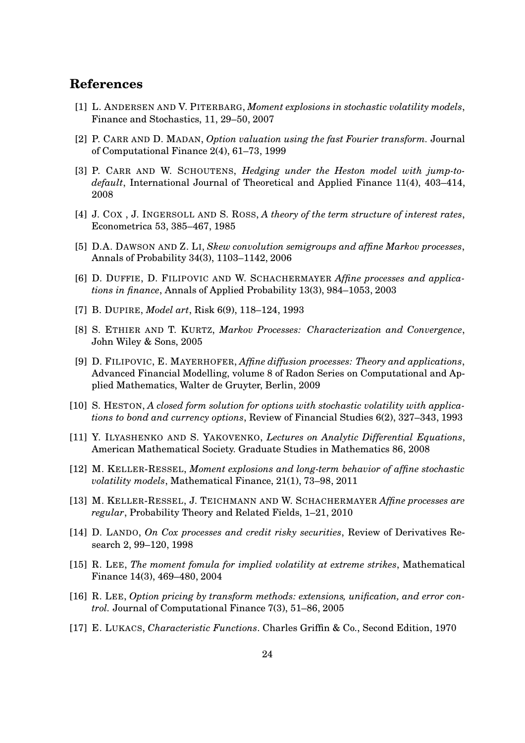## References

[1] L. ANDERSEN AND V. PITERBARG, *Moment explosions in stochastic volatility models*, Finance and Stochastics, 11, 29–50, 2007

[2] P. CARR AND D. MADAN, *Option valuation using the fast Fourier transform.* Journal of Computational Finance 2(4), 61–73, 1999

[3] P. CARR AND W. SCHOUTENS, *Hedging under the Heston model with jump-to-default*, International Journal of Theoretical and Applied Finance 11(4), 403–414, 2008

[4] J. COX , J. INGERSOLL AND S. ROSS, *A theory of the term structure of interest rates*, Econometrica 53, 385–467, 1985

[5] D.A. DAWSON AND Z. LI, *Skew convolution semigroups and affine Markov processes*, Annals of Probability 34(3), 1103–1142, 2006

[6] D. DUFFIE, D. FILIPOVIC AND W. SCHACHERMAYER *Affine processes and applications in finance*, Annals of Applied Probability 13(3), 984–1053, 2003

[7] B. DUPIRE, *Model art*, Risk 6(9), 118–124, 1993

[8] S. ETHIER AND T. KURTZ, *Markov Processes: Characterization and Convergence*, John Wiley & Sons, 2005

[9] D. FILIPOVIC, E. MAYERHOFER, *Affine diffusion processes: Theory and applications*, Advanced Financial Modelling, volume 8 of Radon Series on Computational and Applied Mathematics, Walter de Gruyter, Berlin, 2009

[10] S. HESTON, *A closed form solution for options with stochastic volatility with applications to bond and currency options*, Review of Financial Studies 6(2), 327–343, 1993

[11] Y. ILYASHENKO AND S. YAKOVENKO, *Lectures on Analytic Differential Equations*, American Mathematical Society. Graduate Studies in Mathematics 86, 2008

[12] M. KELLER-RESSEL, *Moment explosions and long-term behavior of affine stochastic volatility models*, Mathematical Finance, 21(1), 73–98, 2011

[13] M. KELLER-RESSEL, J. TEICHMANN AND W. SCHACHERMAYER *Affine processes are regular*, Probability Theory and Related Fields, 1–21, 2010

[14] D. LANDO, *On Cox processes and credit risky securities*, Review of Derivatives Research 2, 99–120, 1998

[15] R. LEE, *The moment fomula for implied volatility at extreme strikes*, Mathematical Finance 14(3), 469–480, 2004

[16] R. LEE, *Option pricing by transform methods: extensions, unification, and error control.* Journal of Computational Finance 7(3), 51–86, 2005

[17] E. LUKACS, *Characteristic Functions*. Charles Griffin & Co., Second Edition, 1970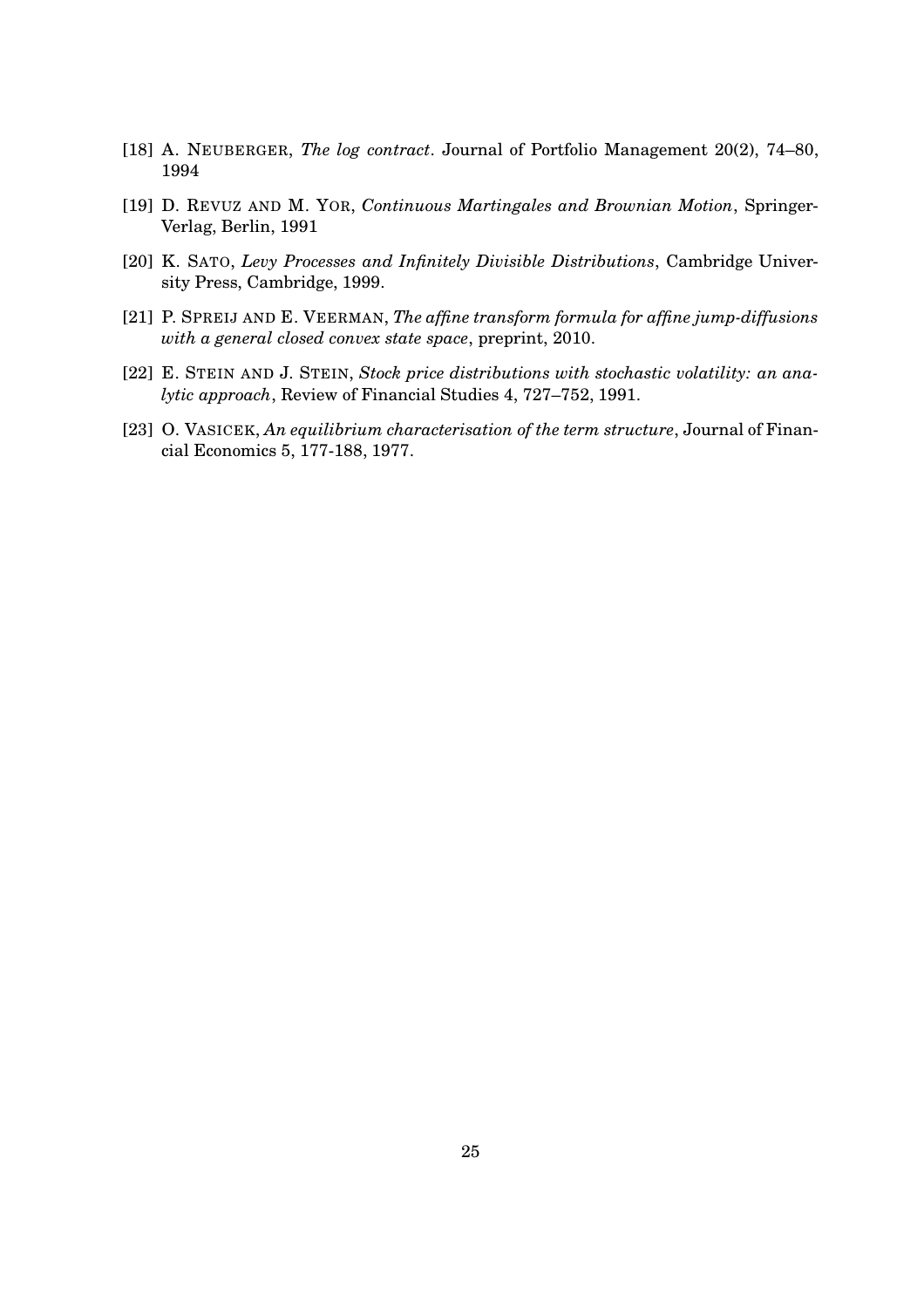[18] A. NEUBERGER, *The log contract*. Journal of Portfolio Management 20(2), 74–80, 1994

[19] D. REVUZ AND M. YOR, *Continuous Martingales and Brownian Motion*, Springer-Verlag, Berlin, 1991

[20] K. SATO, *Levy Processes and Infinitely Divisible Distributions*, Cambridge University Press, Cambridge, 1999.

[21] P. SPREIJ AND E. VEERMAN, *The affine transform formula for affine jump-diffusions with a general closed convex state space*, preprint, 2010.

[22] E. STEIN AND J. STEIN, *Stock price distributions with stochastic volatility: an analytic approach*, Review of Financial Studies 4, 727–752, 1991.

[23] O. VASICEK, *An equilibrium characterisation of the term structure*, Journal of Financial Economics 5, 177-188, 1977.